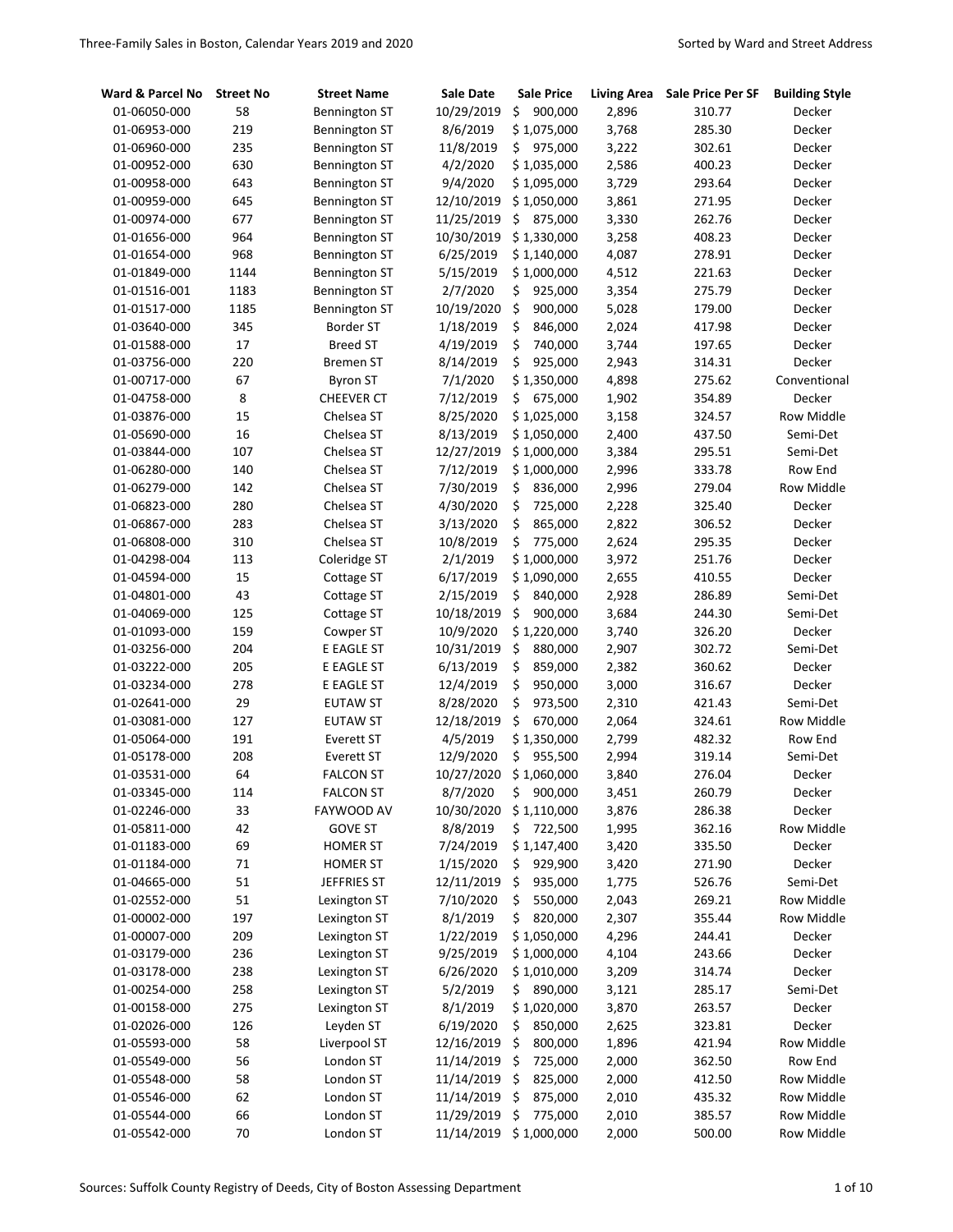| Ward & Parcel No | Street No | Street Name | Sale Date | Sale Price | Living Area | Sale Price Per SF | Building Style |
|---|---|---|---|---|---|---|---|
| 01-06050-000 | 58 | Bennington ST | 10/29/2019 | $ 900,000 | 2,896 | 310.77 | Decker |
| 01-06953-000 | 219 | Bennington ST | 8/6/2019 | $ 1,075,000 | 3,768 | 285.30 | Decker |
| 01-06960-000 | 235 | Bennington ST | 11/8/2019 | $ 975,000 | 3,222 | 302.61 | Decker |
| 01-00952-000 | 630 | Bennington ST | 4/2/2020 | $ 1,035,000 | 2,586 | 400.23 | Decker |
| 01-00958-000 | 643 | Bennington ST | 9/4/2020 | $ 1,095,000 | 3,729 | 293.64 | Decker |
| 01-00959-000 | 645 | Bennington ST | 12/10/2019 | $ 1,050,000 | 3,861 | 271.95 | Decker |
| 01-00974-000 | 677 | Bennington ST | 11/25/2019 | $ 875,000 | 3,330 | 262.76 | Decker |
| 01-01656-000 | 964 | Bennington ST | 10/30/2019 | $ 1,330,000 | 3,258 | 408.23 | Decker |
| 01-01654-000 | 968 | Bennington ST | 6/25/2019 | $ 1,140,000 | 4,087 | 278.91 | Decker |
| 01-01849-000 | 1144 | Bennington ST | 5/15/2019 | $ 1,000,000 | 4,512 | 221.63 | Decker |
| 01-01516-001 | 1183 | Bennington ST | 2/7/2020 | $ 925,000 | 3,354 | 275.79 | Decker |
| 01-01517-000 | 1185 | Bennington ST | 10/19/2020 | $ 900,000 | 5,028 | 179.00 | Decker |
| 01-03640-000 | 345 | Border ST | 1/18/2019 | $ 846,000 | 2,024 | 417.98 | Decker |
| 01-01588-000 | 17 | Breed ST | 4/19/2019 | $ 740,000 | 3,744 | 197.65 | Decker |
| 01-03756-000 | 220 | Bremen ST | 8/14/2019 | $ 925,000 | 2,943 | 314.31 | Decker |
| 01-00717-000 | 67 | Byron ST | 7/1/2020 | $ 1,350,000 | 4,898 | 275.62 | Conventional |
| 01-04758-000 | 8 | CHEEVER CT | 7/12/2019 | $ 675,000 | 1,902 | 354.89 | Decker |
| 01-03876-000 | 15 | Chelsea ST | 8/25/2020 | $ 1,025,000 | 3,158 | 324.57 | Row Middle |
| 01-05690-000 | 16 | Chelsea ST | 8/13/2019 | $ 1,050,000 | 2,400 | 437.50 | Semi-Det |
| 01-03844-000 | 107 | Chelsea ST | 12/27/2019 | $ 1,000,000 | 3,384 | 295.51 | Semi-Det |
| 01-06280-000 | 140 | Chelsea ST | 7/12/2019 | $ 1,000,000 | 2,996 | 333.78 | Row End |
| 01-06279-000 | 142 | Chelsea ST | 7/30/2019 | $ 836,000 | 2,996 | 279.04 | Row Middle |
| 01-06823-000 | 280 | Chelsea ST | 4/30/2020 | $ 725,000 | 2,228 | 325.40 | Decker |
| 01-06867-000 | 283 | Chelsea ST | 3/13/2020 | $ 865,000 | 2,822 | 306.52 | Decker |
| 01-06808-000 | 310 | Chelsea ST | 10/8/2019 | $ 775,000 | 2,624 | 295.35 | Decker |
| 01-04298-004 | 113 | Coleridge ST | 2/1/2019 | $ 1,000,000 | 3,972 | 251.76 | Decker |
| 01-04594-000 | 15 | Cottage ST | 6/17/2019 | $ 1,090,000 | 2,655 | 410.55 | Decker |
| 01-04801-000 | 43 | Cottage ST | 2/15/2019 | $ 840,000 | 2,928 | 286.89 | Semi-Det |
| 01-04069-000 | 125 | Cottage ST | 10/18/2019 | $ 900,000 | 3,684 | 244.30 | Semi-Det |
| 01-01093-000 | 159 | Cowper ST | 10/9/2020 | $ 1,220,000 | 3,740 | 326.20 | Decker |
| 01-03256-000 | 204 | E EAGLE ST | 10/31/2019 | $ 880,000 | 2,907 | 302.72 | Semi-Det |
| 01-03222-000 | 205 | E EAGLE ST | 6/13/2019 | $ 859,000 | 2,382 | 360.62 | Decker |
| 01-03234-000 | 278 | E EAGLE ST | 12/4/2019 | $ 950,000 | 3,000 | 316.67 | Decker |
| 01-02641-000 | 29 | EUTAW ST | 8/28/2020 | $ 973,500 | 2,310 | 421.43 | Semi-Det |
| 01-03081-000 | 127 | EUTAW ST | 12/18/2019 | $ 670,000 | 2,064 | 324.61 | Row Middle |
| 01-05064-000 | 191 | Everett ST | 4/5/2019 | $ 1,350,000 | 2,799 | 482.32 | Row End |
| 01-05178-000 | 208 | Everett ST | 12/9/2020 | $ 955,500 | 2,994 | 319.14 | Semi-Det |
| 01-03531-000 | 64 | FALCON ST | 10/27/2020 | $ 1,060,000 | 3,840 | 276.04 | Decker |
| 01-03345-000 | 114 | FALCON ST | 8/7/2020 | $ 900,000 | 3,451 | 260.79 | Decker |
| 01-02246-000 | 33 | FAYWOOD AV | 10/30/2020 | $ 1,110,000 | 3,876 | 286.38 | Decker |
| 01-05811-000 | 42 | GOVE ST | 8/8/2019 | $ 722,500 | 1,995 | 362.16 | Row Middle |
| 01-01183-000 | 69 | HOMER ST | 7/24/2019 | $ 1,147,400 | 3,420 | 335.50 | Decker |
| 01-01184-000 | 71 | HOMER ST | 1/15/2020 | $ 929,900 | 3,420 | 271.90 | Decker |
| 01-04665-000 | 51 | JEFFRIES ST | 12/11/2019 | $ 935,000 | 1,775 | 526.76 | Semi-Det |
| 01-02552-000 | 51 | Lexington ST | 7/10/2020 | $ 550,000 | 2,043 | 269.21 | Row Middle |
| 01-00002-000 | 197 | Lexington ST | 8/1/2019 | $ 820,000 | 2,307 | 355.44 | Row Middle |
| 01-00007-000 | 209 | Lexington ST | 1/22/2019 | $ 1,050,000 | 4,296 | 244.41 | Decker |
| 01-03179-000 | 236 | Lexington ST | 9/25/2019 | $ 1,000,000 | 4,104 | 243.66 | Decker |
| 01-03178-000 | 238 | Lexington ST | 6/26/2020 | $ 1,010,000 | 3,209 | 314.74 | Decker |
| 01-00254-000 | 258 | Lexington ST | 5/2/2019 | $ 890,000 | 3,121 | 285.17 | Semi-Det |
| 01-00158-000 | 275 | Lexington ST | 8/1/2019 | $ 1,020,000 | 3,870 | 263.57 | Decker |
| 01-02026-000 | 126 | Leyden ST | 6/19/2020 | $ 850,000 | 2,625 | 323.81 | Decker |
| 01-05593-000 | 58 | Liverpool ST | 12/16/2019 | $ 800,000 | 1,896 | 421.94 | Row Middle |
| 01-05549-000 | 56 | London ST | 11/14/2019 | $ 725,000 | 2,000 | 362.50 | Row End |
| 01-05548-000 | 58 | London ST | 11/14/2019 | $ 825,000 | 2,000 | 412.50 | Row Middle |
| 01-05546-000 | 62 | London ST | 11/14/2019 | $ 875,000 | 2,010 | 435.32 | Row Middle |
| 01-05544-000 | 66 | London ST | 11/29/2019 | $ 775,000 | 2,010 | 385.57 | Row Middle |
| 01-05542-000 | 70 | London ST | 11/14/2019 | $ 1,000,000 | 2,000 | 500.00 | Row Middle |

Sources: Suffolk County Registry of Deeds, City of Boston Assessing Department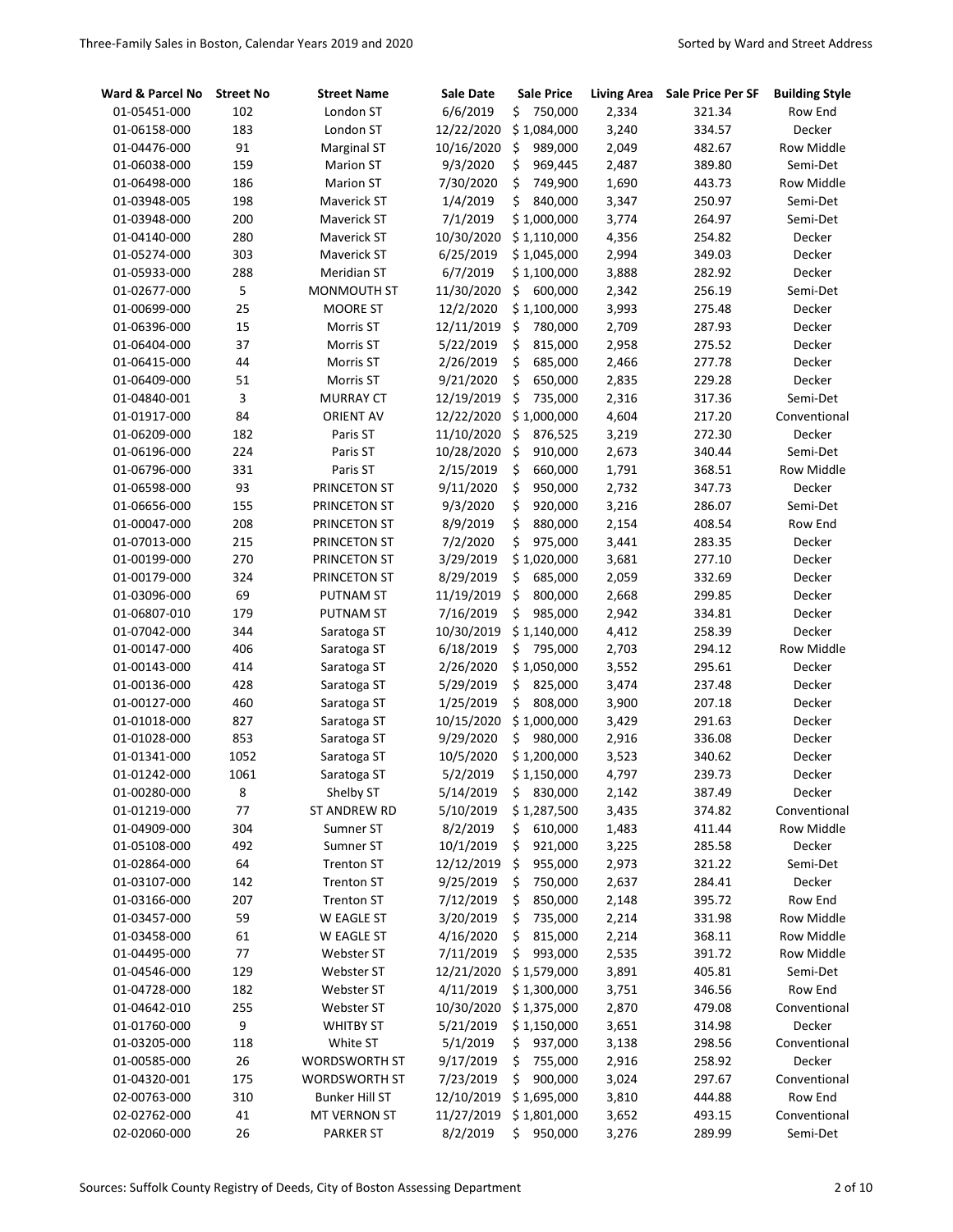| Ward & Parcel No | Street No | Street Name | Sale Date | Sale Price | Living Area | Sale Price Per SF | Building Style |
|---|---|---|---|---|---|---|---|
| 01-05451-000 | 102 | London ST | 6/6/2019 | $ 750,000 | 2,334 | 321.34 | Row End |
| 01-06158-000 | 183 | London ST | 12/22/2020 | $ 1,084,000 | 3,240 | 334.57 | Decker |
| 01-04476-000 | 91 | Marginal ST | 10/16/2020 | $ 989,000 | 2,049 | 482.67 | Row Middle |
| 01-06038-000 | 159 | Marion ST | 9/3/2020 | $ 969,445 | 2,487 | 389.80 | Semi-Det |
| 01-06498-000 | 186 | Marion ST | 7/30/2020 | $ 749,900 | 1,690 | 443.73 | Row Middle |
| 01-03948-005 | 198 | Maverick ST | 1/4/2019 | $ 840,000 | 3,347 | 250.97 | Semi-Det |
| 01-03948-000 | 200 | Maverick ST | 7/1/2019 | $ 1,000,000 | 3,774 | 264.97 | Semi-Det |
| 01-04140-000 | 280 | Maverick ST | 10/30/2020 | $ 1,110,000 | 4,356 | 254.82 | Decker |
| 01-05274-000 | 303 | Maverick ST | 6/25/2019 | $ 1,045,000 | 2,994 | 349.03 | Decker |
| 01-05933-000 | 288 | Meridian ST | 6/7/2019 | $ 1,100,000 | 3,888 | 282.92 | Decker |
| 01-02677-000 | 5 | MONMOUTH ST | 11/30/2020 | $ 600,000 | 2,342 | 256.19 | Semi-Det |
| 01-00699-000 | 25 | MOORE ST | 12/2/2020 | $ 1,100,000 | 3,993 | 275.48 | Decker |
| 01-06396-000 | 15 | Morris ST | 12/11/2019 | $ 780,000 | 2,709 | 287.93 | Decker |
| 01-06404-000 | 37 | Morris ST | 5/22/2019 | $ 815,000 | 2,958 | 275.52 | Decker |
| 01-06415-000 | 44 | Morris ST | 2/26/2019 | $ 685,000 | 2,466 | 277.78 | Decker |
| 01-06409-000 | 51 | Morris ST | 9/21/2020 | $ 650,000 | 2,835 | 229.28 | Decker |
| 01-04840-001 | 3 | MURRAY CT | 12/19/2019 | $ 735,000 | 2,316 | 317.36 | Semi-Det |
| 01-01917-000 | 84 | ORIENT AV | 12/22/2020 | $ 1,000,000 | 4,604 | 217.20 | Conventional |
| 01-06209-000 | 182 | Paris ST | 11/10/2020 | $ 876,525 | 3,219 | 272.30 | Decker |
| 01-06196-000 | 224 | Paris ST | 10/28/2020 | $ 910,000 | 2,673 | 340.44 | Semi-Det |
| 01-06796-000 | 331 | Paris ST | 2/15/2019 | $ 660,000 | 1,791 | 368.51 | Row Middle |
| 01-06598-000 | 93 | PRINCETON ST | 9/11/2020 | $ 950,000 | 2,732 | 347.73 | Decker |
| 01-06656-000 | 155 | PRINCETON ST | 9/3/2020 | $ 920,000 | 3,216 | 286.07 | Semi-Det |
| 01-00047-000 | 208 | PRINCETON ST | 8/9/2019 | $ 880,000 | 2,154 | 408.54 | Row End |
| 01-07013-000 | 215 | PRINCETON ST | 7/2/2020 | $ 975,000 | 3,441 | 283.35 | Decker |
| 01-00199-000 | 270 | PRINCETON ST | 3/29/2019 | $ 1,020,000 | 3,681 | 277.10 | Decker |
| 01-00179-000 | 324 | PRINCETON ST | 8/29/2019 | $ 685,000 | 2,059 | 332.69 | Decker |
| 01-03096-000 | 69 | PUTNAM ST | 11/19/2019 | $ 800,000 | 2,668 | 299.85 | Decker |
| 01-06807-010 | 179 | PUTNAM ST | 7/16/2019 | $ 985,000 | 2,942 | 334.81 | Decker |
| 01-07042-000 | 344 | Saratoga ST | 10/30/2019 | $ 1,140,000 | 4,412 | 258.39 | Decker |
| 01-00147-000 | 406 | Saratoga ST | 6/18/2019 | $ 795,000 | 2,703 | 294.12 | Row Middle |
| 01-00143-000 | 414 | Saratoga ST | 2/26/2020 | $ 1,050,000 | 3,552 | 295.61 | Decker |
| 01-00136-000 | 428 | Saratoga ST | 5/29/2019 | $ 825,000 | 3,474 | 237.48 | Decker |
| 01-00127-000 | 460 | Saratoga ST | 1/25/2019 | $ 808,000 | 3,900 | 207.18 | Decker |
| 01-01018-000 | 827 | Saratoga ST | 10/15/2020 | $ 1,000,000 | 3,429 | 291.63 | Decker |
| 01-01028-000 | 853 | Saratoga ST | 9/29/2020 | $ 980,000 | 2,916 | 336.08 | Decker |
| 01-01341-000 | 1052 | Saratoga ST | 10/5/2020 | $ 1,200,000 | 3,523 | 340.62 | Decker |
| 01-01242-000 | 1061 | Saratoga ST | 5/2/2019 | $ 1,150,000 | 4,797 | 239.73 | Decker |
| 01-00280-000 | 8 | Shelby ST | 5/14/2019 | $ 830,000 | 2,142 | 387.49 | Decker |
| 01-01219-000 | 77 | ST ANDREW RD | 5/10/2019 | $ 1,287,500 | 3,435 | 374.82 | Conventional |
| 01-04909-000 | 304 | Sumner ST | 8/2/2019 | $ 610,000 | 1,483 | 411.44 | Row Middle |
| 01-05108-000 | 492 | Sumner ST | 10/1/2019 | $ 921,000 | 3,225 | 285.58 | Decker |
| 01-02864-000 | 64 | Trenton ST | 12/12/2019 | $ 955,000 | 2,973 | 321.22 | Semi-Det |
| 01-03107-000 | 142 | Trenton ST | 9/25/2019 | $ 750,000 | 2,637 | 284.41 | Decker |
| 01-03166-000 | 207 | Trenton ST | 7/12/2019 | $ 850,000 | 2,148 | 395.72 | Row End |
| 01-03457-000 | 59 | W EAGLE ST | 3/20/2019 | $ 735,000 | 2,214 | 331.98 | Row Middle |
| 01-03458-000 | 61 | W EAGLE ST | 4/16/2020 | $ 815,000 | 2,214 | 368.11 | Row Middle |
| 01-04495-000 | 77 | Webster ST | 7/11/2019 | $ 993,000 | 2,535 | 391.72 | Row Middle |
| 01-04546-000 | 129 | Webster ST | 12/21/2020 | $ 1,579,000 | 3,891 | 405.81 | Semi-Det |
| 01-04728-000 | 182 | Webster ST | 4/11/2019 | $ 1,300,000 | 3,751 | 346.56 | Row End |
| 01-04642-010 | 255 | Webster ST | 10/30/2020 | $ 1,375,000 | 2,870 | 479.08 | Conventional |
| 01-01760-000 | 9 | WHITBY ST | 5/21/2019 | $ 1,150,000 | 3,651 | 314.98 | Decker |
| 01-03205-000 | 118 | White ST | 5/1/2019 | $ 937,000 | 3,138 | 298.56 | Conventional |
| 01-00585-000 | 26 | WORDSWORTH ST | 9/17/2019 | $ 755,000 | 2,916 | 258.92 | Decker |
| 01-04320-001 | 175 | WORDSWORTH ST | 7/23/2019 | $ 900,000 | 3,024 | 297.67 | Conventional |
| 02-00763-000 | 310 | Bunker Hill ST | 12/10/2019 | $ 1,695,000 | 3,810 | 444.88 | Row End |
| 02-02762-000 | 41 | MT VERNON ST | 11/27/2019 | $ 1,801,000 | 3,652 | 493.15 | Conventional |
| 02-02060-000 | 26 | PARKER ST | 8/2/2019 | $ 950,000 | 3,276 | 289.99 | Semi-Det |

Sources: Suffolk County Registry of Deeds, City of Boston Assessing Department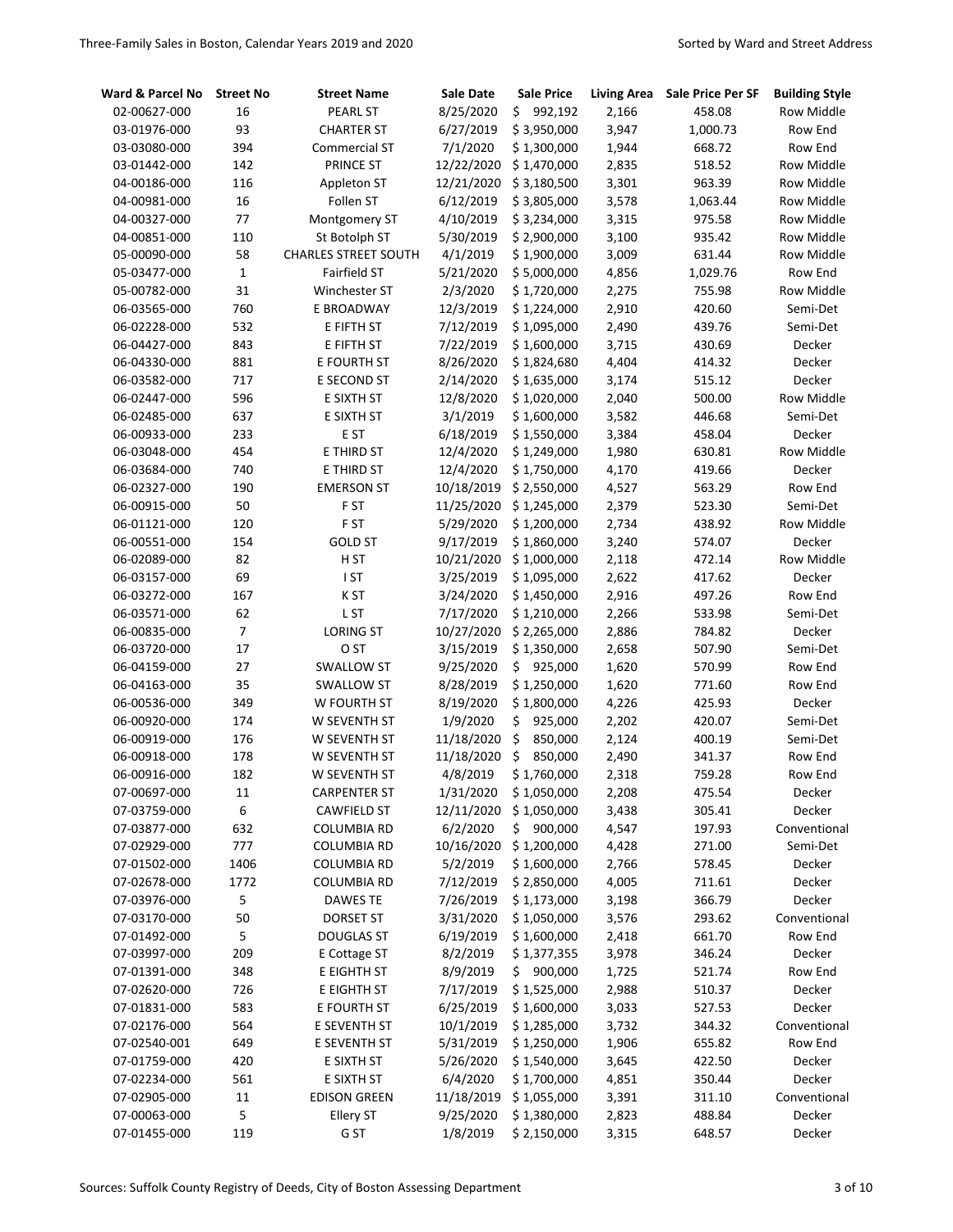| Ward & Parcel No | Street No | Street Name | Sale Date | Sale Price | Living Area | Sale Price Per SF | Building Style |
|---|---|---|---|---|---|---|---|
| 02-00627-000 | 16 | PEARL ST | 8/25/2020 | $ 992,192 | 2,166 | 458.08 | Row Middle |
| 03-01976-000 | 93 | CHARTER ST | 6/27/2019 | $ 3,950,000 | 3,947 | 1,000.73 | Row End |
| 03-03080-000 | 394 | Commercial ST | 7/1/2020 | $ 1,300,000 | 1,944 | 668.72 | Row End |
| 03-01442-000 | 142 | PRINCE ST | 12/22/2020 | $ 1,470,000 | 2,835 | 518.52 | Row Middle |
| 04-00186-000 | 116 | Appleton ST | 12/21/2020 | $ 3,180,500 | 3,301 | 963.39 | Row Middle |
| 04-00981-000 | 16 | Follen ST | 6/12/2019 | $ 3,805,000 | 3,578 | 1,063.44 | Row Middle |
| 04-00327-000 | 77 | Montgomery ST | 4/10/2019 | $ 3,234,000 | 3,315 | 975.58 | Row Middle |
| 04-00851-000 | 110 | St Botolph ST | 5/30/2019 | $ 2,900,000 | 3,100 | 935.42 | Row Middle |
| 05-00090-000 | 58 | CHARLES STREET SOUTH | 4/1/2019 | $ 1,900,000 | 3,009 | 631.44 | Row Middle |
| 05-03477-000 | 1 | Fairfield ST | 5/21/2020 | $ 5,000,000 | 4,856 | 1,029.76 | Row End |
| 05-00782-000 | 31 | Winchester ST | 2/3/2020 | $ 1,720,000 | 2,275 | 755.98 | Row Middle |
| 06-03565-000 | 760 | E BROADWAY | 12/3/2019 | $ 1,224,000 | 2,910 | 420.60 | Semi-Det |
| 06-02228-000 | 532 | E FIFTH ST | 7/12/2019 | $ 1,095,000 | 2,490 | 439.76 | Semi-Det |
| 06-04427-000 | 843 | E FIFTH ST | 7/22/2019 | $ 1,600,000 | 3,715 | 430.69 | Decker |
| 06-04330-000 | 881 | E FOURTH ST | 8/26/2020 | $ 1,824,680 | 4,404 | 414.32 | Decker |
| 06-03582-000 | 717 | E SECOND ST | 2/14/2020 | $ 1,635,000 | 3,174 | 515.12 | Decker |
| 06-02447-000 | 596 | E SIXTH ST | 12/8/2020 | $ 1,020,000 | 2,040 | 500.00 | Row Middle |
| 06-02485-000 | 637 | E SIXTH ST | 3/1/2019 | $ 1,600,000 | 3,582 | 446.68 | Semi-Det |
| 06-00933-000 | 233 | E ST | 6/18/2019 | $ 1,550,000 | 3,384 | 458.04 | Decker |
| 06-03048-000 | 454 | E THIRD ST | 12/4/2020 | $ 1,249,000 | 1,980 | 630.81 | Row Middle |
| 06-03684-000 | 740 | E THIRD ST | 12/4/2020 | $ 1,750,000 | 4,170 | 419.66 | Decker |
| 06-02327-000 | 190 | EMERSON ST | 10/18/2019 | $ 2,550,000 | 4,527 | 563.29 | Row End |
| 06-00915-000 | 50 | F ST | 11/25/2020 | $ 1,245,000 | 2,379 | 523.30 | Semi-Det |
| 06-01121-000 | 120 | F ST | 5/29/2020 | $ 1,200,000 | 2,734 | 438.92 | Row Middle |
| 06-00551-000 | 154 | GOLD ST | 9/17/2019 | $ 1,860,000 | 3,240 | 574.07 | Decker |
| 06-02089-000 | 82 | H ST | 10/21/2020 | $ 1,000,000 | 2,118 | 472.14 | Row Middle |
| 06-03157-000 | 69 | I ST | 3/25/2019 | $ 1,095,000 | 2,622 | 417.62 | Decker |
| 06-03272-000 | 167 | K ST | 3/24/2020 | $ 1,450,000 | 2,916 | 497.26 | Row End |
| 06-03571-000 | 62 | L ST | 7/17/2020 | $ 1,210,000 | 2,266 | 533.98 | Semi-Det |
| 06-00835-000 | 7 | LORING ST | 10/27/2020 | $ 2,265,000 | 2,886 | 784.82 | Decker |
| 06-03720-000 | 17 | O ST | 3/15/2019 | $ 1,350,000 | 2,658 | 507.90 | Semi-Det |
| 06-04159-000 | 27 | SWALLOW ST | 9/25/2020 | $ 925,000 | 1,620 | 570.99 | Row End |
| 06-04163-000 | 35 | SWALLOW ST | 8/28/2019 | $ 1,250,000 | 1,620 | 771.60 | Row End |
| 06-00536-000 | 349 | W FOURTH ST | 8/19/2020 | $ 1,800,000 | 4,226 | 425.93 | Decker |
| 06-00920-000 | 174 | W SEVENTH ST | 1/9/2020 | $ 925,000 | 2,202 | 420.07 | Semi-Det |
| 06-00919-000 | 176 | W SEVENTH ST | 11/18/2020 | $ 850,000 | 2,124 | 400.19 | Semi-Det |
| 06-00918-000 | 178 | W SEVENTH ST | 11/18/2020 | $ 850,000 | 2,490 | 341.37 | Row End |
| 06-00916-000 | 182 | W SEVENTH ST | 4/8/2019 | $ 1,760,000 | 2,318 | 759.28 | Row End |
| 07-00697-000 | 11 | CARPENTER ST | 1/31/2020 | $ 1,050,000 | 2,208 | 475.54 | Decker |
| 07-03759-000 | 6 | CAWFIELD ST | 12/11/2020 | $ 1,050,000 | 3,438 | 305.41 | Decker |
| 07-03877-000 | 632 | COLUMBIA RD | 6/2/2020 | $ 900,000 | 4,547 | 197.93 | Conventional |
| 07-02929-000 | 777 | COLUMBIA RD | 10/16/2020 | $ 1,200,000 | 4,428 | 271.00 | Semi-Det |
| 07-01502-000 | 1406 | COLUMBIA RD | 5/2/2019 | $ 1,600,000 | 2,766 | 578.45 | Decker |
| 07-02678-000 | 1772 | COLUMBIA RD | 7/12/2019 | $ 2,850,000 | 4,005 | 711.61 | Decker |
| 07-03976-000 | 5 | DAWES TE | 7/26/2019 | $ 1,173,000 | 3,198 | 366.79 | Decker |
| 07-03170-000 | 50 | DORSET ST | 3/31/2020 | $ 1,050,000 | 3,576 | 293.62 | Conventional |
| 07-01492-000 | 5 | DOUGLAS ST | 6/19/2019 | $ 1,600,000 | 2,418 | 661.70 | Row End |
| 07-03997-000 | 209 | E Cottage ST | 8/2/2019 | $ 1,377,355 | 3,978 | 346.24 | Decker |
| 07-01391-000 | 348 | E EIGHTH ST | 8/9/2019 | $ 900,000 | 1,725 | 521.74 | Row End |
| 07-02620-000 | 726 | E EIGHTH ST | 7/17/2019 | $ 1,525,000 | 2,988 | 510.37 | Decker |
| 07-01831-000 | 583 | E FOURTH ST | 6/25/2019 | $ 1,600,000 | 3,033 | 527.53 | Decker |
| 07-02176-000 | 564 | E SEVENTH ST | 10/1/2019 | $ 1,285,000 | 3,732 | 344.32 | Conventional |
| 07-02540-001 | 649 | E SEVENTH ST | 5/31/2019 | $ 1,250,000 | 1,906 | 655.82 | Row End |
| 07-01759-000 | 420 | E SIXTH ST | 5/26/2020 | $ 1,540,000 | 3,645 | 422.50 | Decker |
| 07-02234-000 | 561 | E SIXTH ST | 6/4/2020 | $ 1,700,000 | 4,851 | 350.44 | Decker |
| 07-02905-000 | 11 | EDISON GREEN | 11/18/2019 | $ 1,055,000 | 3,391 | 311.10 | Conventional |
| 07-00063-000 | 5 | Ellery ST | 9/25/2020 | $ 1,380,000 | 2,823 | 488.84 | Decker |
| 07-01455-000 | 119 | G ST | 1/8/2019 | $ 2,150,000 | 3,315 | 648.57 | Decker |

Sources: Suffolk County Registry of Deeds, City of Boston Assessing Department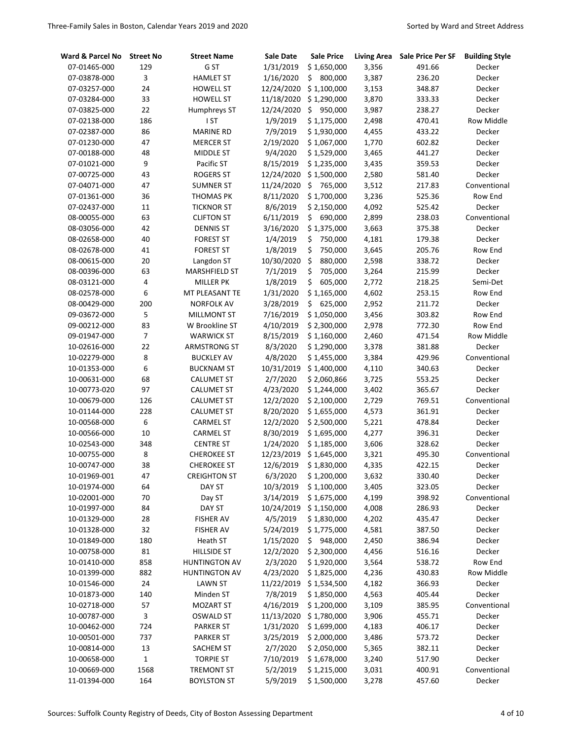| Ward & Parcel No | Street No | Street Name | Sale Date | Sale Price | Living Area | Sale Price Per SF | Building Style |
|---|---|---|---|---|---|---|---|
| 07-01465-000 | 129 | G ST | 1/31/2019 | $ 1,650,000 | 3,356 | 491.66 | Decker |
| 07-03878-000 | 3 | HAMLET ST | 1/16/2020 | $ 800,000 | 3,387 | 236.20 | Decker |
| 07-03257-000 | 24 | HOWELL ST | 12/24/2020 | $ 1,100,000 | 3,153 | 348.87 | Decker |
| 07-03284-000 | 33 | HOWELL ST | 11/18/2020 | $ 1,290,000 | 3,870 | 333.33 | Decker |
| 07-03825-000 | 22 | Humphreys ST | 12/24/2020 | $ 950,000 | 3,987 | 238.27 | Decker |
| 07-02138-000 | 186 | I ST | 1/9/2019 | $ 1,175,000 | 2,498 | 470.41 | Row Middle |
| 07-02387-000 | 86 | MARINE RD | 7/9/2019 | $ 1,930,000 | 4,455 | 433.22 | Decker |
| 07-01230-000 | 47 | MERCER ST | 2/19/2020 | $ 1,067,000 | 1,770 | 602.82 | Decker |
| 07-00188-000 | 48 | MIDDLE ST | 9/4/2020 | $ 1,529,000 | 3,465 | 441.27 | Decker |
| 07-01021-000 | 9 | Pacific ST | 8/15/2019 | $ 1,235,000 | 3,435 | 359.53 | Decker |
| 07-00725-000 | 43 | ROGERS ST | 12/24/2020 | $ 1,500,000 | 2,580 | 581.40 | Decker |
| 07-04071-000 | 47 | SUMNER ST | 11/24/2020 | $ 765,000 | 3,512 | 217.83 | Conventional |
| 07-01361-000 | 36 | THOMAS PK | 8/11/2020 | $ 1,700,000 | 3,236 | 525.36 | Row End |
| 07-02437-000 | 11 | TICKNOR ST | 8/6/2019 | $ 2,150,000 | 4,092 | 525.42 | Decker |
| 08-00055-000 | 63 | CLIFTON ST | 6/11/2019 | $ 690,000 | 2,899 | 238.03 | Conventional |
| 08-03056-000 | 42 | DENNIS ST | 3/16/2020 | $ 1,375,000 | 3,663 | 375.38 | Decker |
| 08-02658-000 | 40 | FOREST ST | 1/4/2019 | $ 750,000 | 4,181 | 179.38 | Decker |
| 08-02678-000 | 41 | FOREST ST | 1/8/2019 | $ 750,000 | 3,645 | 205.76 | Row End |
| 08-00615-000 | 20 | Langdon ST | 10/30/2020 | $ 880,000 | 2,598 | 338.72 | Decker |
| 08-00396-000 | 63 | MARSHFIELD ST | 7/1/2019 | $ 705,000 | 3,264 | 215.99 | Decker |
| 08-03121-000 | 4 | MILLER PK | 1/8/2019 | $ 605,000 | 2,772 | 218.25 | Semi-Det |
| 08-02578-000 | 6 | MT PLEASANT TE | 1/31/2020 | $ 1,165,000 | 4,602 | 253.15 | Row End |
| 08-00429-000 | 200 | NORFOLK AV | 3/28/2019 | $ 625,000 | 2,952 | 211.72 | Decker |
| 09-03672-000 | 5 | MILLMONT ST | 7/16/2019 | $ 1,050,000 | 3,456 | 303.82 | Row End |
| 09-00212-000 | 83 | W Brookline ST | 4/10/2019 | $ 2,300,000 | 2,978 | 772.30 | Row End |
| 09-01947-000 | 7 | WARWICK ST | 8/15/2019 | $ 1,160,000 | 2,460 | 471.54 | Row Middle |
| 10-02616-000 | 22 | ARMSTRONG ST | 8/3/2020 | $ 1,290,000 | 3,378 | 381.88 | Decker |
| 10-02279-000 | 8 | BUCKLEY AV | 4/8/2020 | $ 1,455,000 | 3,384 | 429.96 | Conventional |
| 10-01353-000 | 6 | BUCKNAM ST | 10/31/2019 | $ 1,400,000 | 4,110 | 340.63 | Decker |
| 10-00631-000 | 68 | CALUMET ST | 2/7/2020 | $ 2,060,866 | 3,725 | 553.25 | Decker |
| 10-00773-020 | 97 | CALUMET ST | 4/23/2020 | $ 1,244,000 | 3,402 | 365.67 | Decker |
| 10-00679-000 | 126 | CALUMET ST | 12/2/2020 | $ 2,100,000 | 2,729 | 769.51 | Conventional |
| 10-01144-000 | 228 | CALUMET ST | 8/20/2020 | $ 1,655,000 | 4,573 | 361.91 | Decker |
| 10-00568-000 | 6 | CARMEL ST | 12/2/2020 | $ 2,500,000 | 5,221 | 478.84 | Decker |
| 10-00566-000 | 10 | CARMEL ST | 8/30/2019 | $ 1,695,000 | 4,277 | 396.31 | Decker |
| 10-02543-000 | 348 | CENTRE ST | 1/24/2020 | $ 1,185,000 | 3,606 | 328.62 | Decker |
| 10-00755-000 | 8 | CHEROKEE ST | 12/23/2019 | $ 1,645,000 | 3,321 | 495.30 | Conventional |
| 10-00747-000 | 38 | CHEROKEE ST | 12/6/2019 | $ 1,830,000 | 4,335 | 422.15 | Decker |
| 10-01969-001 | 47 | CREIGHTON ST | 6/3/2020 | $ 1,200,000 | 3,632 | 330.40 | Decker |
| 10-01974-000 | 64 | DAY ST | 10/3/2019 | $ 1,100,000 | 3,405 | 323.05 | Decker |
| 10-02001-000 | 70 | Day ST | 3/14/2019 | $ 1,675,000 | 4,199 | 398.92 | Conventional |
| 10-01997-000 | 84 | DAY ST | 10/24/2019 | $ 1,150,000 | 4,008 | 286.93 | Decker |
| 10-01329-000 | 28 | FISHER AV | 4/5/2019 | $ 1,830,000 | 4,202 | 435.47 | Decker |
| 10-01328-000 | 32 | FISHER AV | 5/24/2019 | $ 1,775,000 | 4,581 | 387.50 | Decker |
| 10-01849-000 | 180 | Heath ST | 1/15/2020 | $ 948,000 | 2,450 | 386.94 | Decker |
| 10-00758-000 | 81 | HILLSIDE ST | 12/2/2020 | $ 2,300,000 | 4,456 | 516.16 | Decker |
| 10-01410-000 | 858 | HUNTINGTON AV | 2/3/2020 | $ 1,920,000 | 3,564 | 538.72 | Row End |
| 10-01399-000 | 882 | HUNTINGTON AV | 4/23/2020 | $ 1,825,000 | 4,236 | 430.83 | Row Middle |
| 10-01546-000 | 24 | LAWN ST | 11/22/2019 | $ 1,534,500 | 4,182 | 366.93 | Decker |
| 10-01873-000 | 140 | Minden ST | 7/8/2019 | $ 1,850,000 | 4,563 | 405.44 | Decker |
| 10-02718-000 | 57 | MOZART ST | 4/16/2019 | $ 1,200,000 | 3,109 | 385.95 | Conventional |
| 10-00787-000 | 3 | OSWALD ST | 11/13/2020 | $ 1,780,000 | 3,906 | 455.71 | Decker |
| 10-00462-000 | 724 | PARKER ST | 1/31/2020 | $ 1,699,000 | 4,183 | 406.17 | Decker |
| 10-00501-000 | 737 | PARKER ST | 3/25/2019 | $ 2,000,000 | 3,486 | 573.72 | Decker |
| 10-00814-000 | 13 | SACHEM ST | 2/7/2020 | $ 2,050,000 | 5,365 | 382.11 | Decker |
| 10-00658-000 | 1 | TORPIE ST | 7/10/2019 | $ 1,678,000 | 3,240 | 517.90 | Decker |
| 10-00669-000 | 1568 | TREMONT ST | 5/2/2019 | $ 1,215,000 | 3,031 | 400.91 | Conventional |
| 11-01394-000 | 164 | BOYLSTON ST | 5/9/2019 | $ 1,500,000 | 3,278 | 457.60 | Decker |

Sources: Suffolk County Registry of Deeds, City of Boston Assessing Department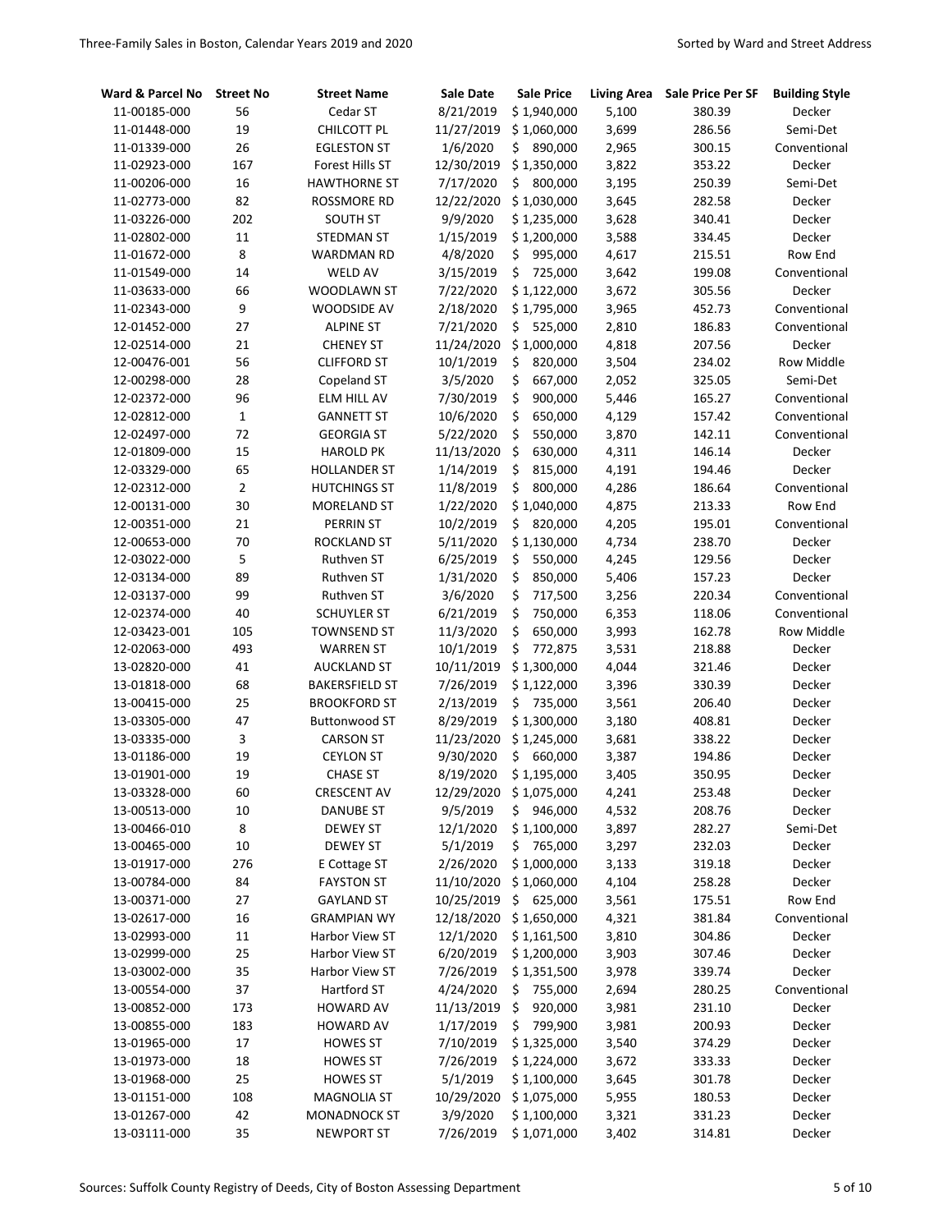| Ward & Parcel No | Street No | Street Name | Sale Date | Sale Price | Living Area | Sale Price Per SF | Building Style |
|---|---|---|---|---|---|---|---|
| 11-00185-000 | 56 | Cedar ST | 8/21/2019 | $ 1,940,000 | 5,100 | 380.39 | Decker |
| 11-01448-000 | 19 | CHILCOTT PL | 11/27/2019 | $ 1,060,000 | 3,699 | 286.56 | Semi-Det |
| 11-01339-000 | 26 | EGLESTON ST | 1/6/2020 | $ 890,000 | 2,965 | 300.15 | Conventional |
| 11-02923-000 | 167 | Forest Hills ST | 12/30/2019 | $ 1,350,000 | 3,822 | 353.22 | Decker |
| 11-00206-000 | 16 | HAWTHORNE ST | 7/17/2020 | $ 800,000 | 3,195 | 250.39 | Semi-Det |
| 11-02773-000 | 82 | ROSSMORE RD | 12/22/2020 | $ 1,030,000 | 3,645 | 282.58 | Decker |
| 11-03226-000 | 202 | SOUTH ST | 9/9/2020 | $ 1,235,000 | 3,628 | 340.41 | Decker |
| 11-02802-000 | 11 | STEDMAN ST | 1/15/2019 | $ 1,200,000 | 3,588 | 334.45 | Decker |
| 11-01672-000 | 8 | WARDMAN RD | 4/8/2020 | $ 995,000 | 4,617 | 215.51 | Row End |
| 11-01549-000 | 14 | WELD AV | 3/15/2019 | $ 725,000 | 3,642 | 199.08 | Conventional |
| 11-03633-000 | 66 | WOODLAWN ST | 7/22/2020 | $ 1,122,000 | 3,672 | 305.56 | Decker |
| 11-02343-000 | 9 | WOODSIDE AV | 2/18/2020 | $ 1,795,000 | 3,965 | 452.73 | Conventional |
| 12-01452-000 | 27 | ALPINE ST | 7/21/2020 | $ 525,000 | 2,810 | 186.83 | Conventional |
| 12-02514-000 | 21 | CHENEY ST | 11/24/2020 | $ 1,000,000 | 4,818 | 207.56 | Decker |
| 12-00476-001 | 56 | CLIFFORD ST | 10/1/2019 | $ 820,000 | 3,504 | 234.02 | Row Middle |
| 12-00298-000 | 28 | Copeland ST | 3/5/2020 | $ 667,000 | 2,052 | 325.05 | Semi-Det |
| 12-02372-000 | 96 | ELM HILL AV | 7/30/2019 | $ 900,000 | 5,446 | 165.27 | Conventional |
| 12-02812-000 | 1 | GANNETT ST | 10/6/2020 | $ 650,000 | 4,129 | 157.42 | Conventional |
| 12-02497-000 | 72 | GEORGIA ST | 5/22/2020 | $ 550,000 | 3,870 | 142.11 | Conventional |
| 12-01809-000 | 15 | HAROLD PK | 11/13/2020 | $ 630,000 | 4,311 | 146.14 | Decker |
| 12-03329-000 | 65 | HOLLANDER ST | 1/14/2019 | $ 815,000 | 4,191 | 194.46 | Decker |
| 12-02312-000 | 2 | HUTCHINGS ST | 11/8/2019 | $ 800,000 | 4,286 | 186.64 | Conventional |
| 12-00131-000 | 30 | MORELAND ST | 1/22/2020 | $ 1,040,000 | 4,875 | 213.33 | Row End |
| 12-00351-000 | 21 | PERRIN ST | 10/2/2019 | $ 820,000 | 4,205 | 195.01 | Conventional |
| 12-00653-000 | 70 | ROCKLAND ST | 5/11/2020 | $ 1,130,000 | 4,734 | 238.70 | Decker |
| 12-03022-000 | 5 | Ruthven ST | 6/25/2019 | $ 550,000 | 4,245 | 129.56 | Decker |
| 12-03134-000 | 89 | Ruthven ST | 1/31/2020 | $ 850,000 | 5,406 | 157.23 | Decker |
| 12-03137-000 | 99 | Ruthven ST | 3/6/2020 | $ 717,500 | 3,256 | 220.34 | Conventional |
| 12-02374-000 | 40 | SCHUYLER ST | 6/21/2019 | $ 750,000 | 6,353 | 118.06 | Conventional |
| 12-03423-001 | 105 | TOWNSEND ST | 11/3/2020 | $ 650,000 | 3,993 | 162.78 | Row Middle |
| 12-02063-000 | 493 | WARREN ST | 10/1/2019 | $ 772,875 | 3,531 | 218.88 | Decker |
| 13-02820-000 | 41 | AUCKLAND ST | 10/11/2019 | $ 1,300,000 | 4,044 | 321.46 | Decker |
| 13-01818-000 | 68 | BAKERSFIELD ST | 7/26/2019 | $ 1,122,000 | 3,396 | 330.39 | Decker |
| 13-00415-000 | 25 | BROOKFORD ST | 2/13/2019 | $ 735,000 | 3,561 | 206.40 | Decker |
| 13-03305-000 | 47 | Buttonwood ST | 8/29/2019 | $ 1,300,000 | 3,180 | 408.81 | Decker |
| 13-03335-000 | 3 | CARSON ST | 11/23/2020 | $ 1,245,000 | 3,681 | 338.22 | Decker |
| 13-01186-000 | 19 | CEYLON ST | 9/30/2020 | $ 660,000 | 3,387 | 194.86 | Decker |
| 13-01901-000 | 19 | CHASE ST | 8/19/2020 | $ 1,195,000 | 3,405 | 350.95 | Decker |
| 13-03328-000 | 60 | CRESCENT AV | 12/29/2020 | $ 1,075,000 | 4,241 | 253.48 | Decker |
| 13-00513-000 | 10 | DANUBE ST | 9/5/2019 | $ 946,000 | 4,532 | 208.76 | Decker |
| 13-00466-010 | 8 | DEWEY ST | 12/1/2020 | $ 1,100,000 | 3,897 | 282.27 | Semi-Det |
| 13-00465-000 | 10 | DEWEY ST | 5/1/2019 | $ 765,000 | 3,297 | 232.03 | Decker |
| 13-01917-000 | 276 | E Cottage ST | 2/26/2020 | $ 1,000,000 | 3,133 | 319.18 | Decker |
| 13-00784-000 | 84 | FAYSTON ST | 11/10/2020 | $ 1,060,000 | 4,104 | 258.28 | Decker |
| 13-00371-000 | 27 | GAYLAND ST | 10/25/2019 | $ 625,000 | 3,561 | 175.51 | Row End |
| 13-02617-000 | 16 | GRAMPIAN WY | 12/18/2020 | $ 1,650,000 | 4,321 | 381.84 | Conventional |
| 13-02993-000 | 11 | Harbor View ST | 12/1/2020 | $ 1,161,500 | 3,810 | 304.86 | Decker |
| 13-02999-000 | 25 | Harbor View ST | 6/20/2019 | $ 1,200,000 | 3,903 | 307.46 | Decker |
| 13-03002-000 | 35 | Harbor View ST | 7/26/2019 | $ 1,351,500 | 3,978 | 339.74 | Decker |
| 13-00554-000 | 37 | Hartford ST | 4/24/2020 | $ 755,000 | 2,694 | 280.25 | Conventional |
| 13-00852-000 | 173 | HOWARD AV | 11/13/2019 | $ 920,000 | 3,981 | 231.10 | Decker |
| 13-00855-000 | 183 | HOWARD AV | 1/17/2019 | $ 799,900 | 3,981 | 200.93 | Decker |
| 13-01965-000 | 17 | HOWES ST | 7/10/2019 | $ 1,325,000 | 3,540 | 374.29 | Decker |
| 13-01973-000 | 18 | HOWES ST | 7/26/2019 | $ 1,224,000 | 3,672 | 333.33 | Decker |
| 13-01968-000 | 25 | HOWES ST | 5/1/2019 | $ 1,100,000 | 3,645 | 301.78 | Decker |
| 13-01151-000 | 108 | MAGNOLIA ST | 10/29/2020 | $ 1,075,000 | 5,955 | 180.53 | Decker |
| 13-01267-000 | 42 | MONADNOCK ST | 3/9/2020 | $ 1,100,000 | 3,321 | 331.23 | Decker |
| 13-03111-000 | 35 | NEWPORT ST | 7/26/2019 | $ 1,071,000 | 3,402 | 314.81 | Decker |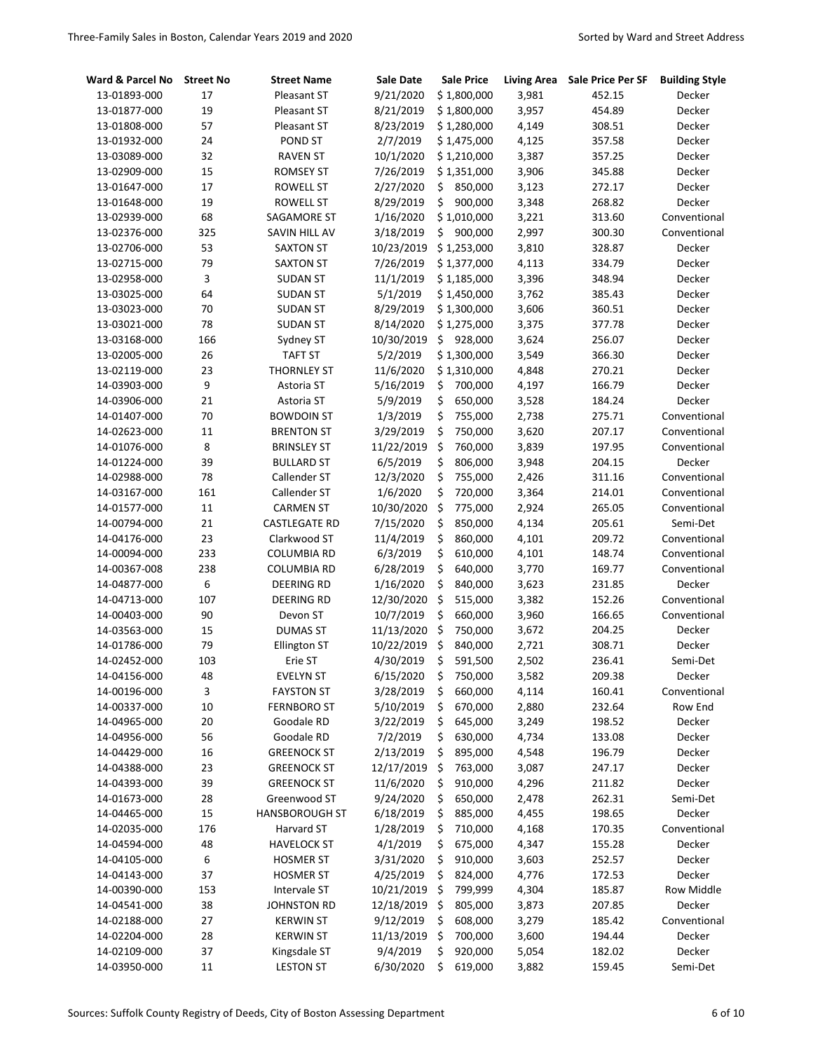| Ward & Parcel No | Street No | Street Name | Sale Date | Sale Price | Living Area | Sale Price Per SF | Building Style |
|---|---|---|---|---|---|---|---|
| 13-01893-000 | 17 | Pleasant ST | 9/21/2020 | $ 1,800,000 | 3,981 | 452.15 | Decker |
| 13-01877-000 | 19 | Pleasant ST | 8/21/2019 | $ 1,800,000 | 3,957 | 454.89 | Decker |
| 13-01808-000 | 57 | Pleasant ST | 8/23/2019 | $ 1,280,000 | 4,149 | 308.51 | Decker |
| 13-01932-000 | 24 | POND ST | 2/7/2019 | $ 1,475,000 | 4,125 | 357.58 | Decker |
| 13-03089-000 | 32 | RAVEN ST | 10/1/2020 | $ 1,210,000 | 3,387 | 357.25 | Decker |
| 13-02909-000 | 15 | ROMSEY ST | 7/26/2019 | $ 1,351,000 | 3,906 | 345.88 | Decker |
| 13-01647-000 | 17 | ROWELL ST | 2/27/2020 | $ 850,000 | 3,123 | 272.17 | Decker |
| 13-01648-000 | 19 | ROWELL ST | 8/29/2019 | $ 900,000 | 3,348 | 268.82 | Decker |
| 13-02939-000 | 68 | SAGAMORE ST | 1/16/2020 | $ 1,010,000 | 3,221 | 313.60 | Conventional |
| 13-02376-000 | 325 | SAVIN HILL AV | 3/18/2019 | $ 900,000 | 2,997 | 300.30 | Conventional |
| 13-02706-000 | 53 | SAXTON ST | 10/23/2019 | $ 1,253,000 | 3,810 | 328.87 | Decker |
| 13-02715-000 | 79 | SAXTON ST | 7/26/2019 | $ 1,377,000 | 4,113 | 334.79 | Decker |
| 13-02958-000 | 3 | SUDAN ST | 11/1/2019 | $ 1,185,000 | 3,396 | 348.94 | Decker |
| 13-03025-000 | 64 | SUDAN ST | 5/1/2019 | $ 1,450,000 | 3,762 | 385.43 | Decker |
| 13-03023-000 | 70 | SUDAN ST | 8/29/2019 | $ 1,300,000 | 3,606 | 360.51 | Decker |
| 13-03021-000 | 78 | SUDAN ST | 8/14/2020 | $ 1,275,000 | 3,375 | 377.78 | Decker |
| 13-03168-000 | 166 | Sydney ST | 10/30/2019 | $ 928,000 | 3,624 | 256.07 | Decker |
| 13-02005-000 | 26 | TAFT ST | 5/2/2019 | $ 1,300,000 | 3,549 | 366.30 | Decker |
| 13-02119-000 | 23 | THORNLEY ST | 11/6/2020 | $ 1,310,000 | 4,848 | 270.21 | Decker |
| 14-03903-000 | 9 | Astoria ST | 5/16/2019 | $ 700,000 | 4,197 | 166.79 | Decker |
| 14-03906-000 | 21 | Astoria ST | 5/9/2019 | $ 650,000 | 3,528 | 184.24 | Decker |
| 14-01407-000 | 70 | BOWDOIN ST | 1/3/2019 | $ 755,000 | 2,738 | 275.71 | Conventional |
| 14-02623-000 | 11 | BRENTON ST | 3/29/2019 | $ 750,000 | 3,620 | 207.17 | Conventional |
| 14-01076-000 | 8 | BRINSLEY ST | 11/22/2019 | $ 760,000 | 3,839 | 197.95 | Conventional |
| 14-01224-000 | 39 | BULLARD ST | 6/5/2019 | $ 806,000 | 3,948 | 204.15 | Decker |
| 14-02988-000 | 78 | Callender ST | 12/3/2020 | $ 755,000 | 2,426 | 311.16 | Conventional |
| 14-03167-000 | 161 | Callender ST | 1/6/2020 | $ 720,000 | 3,364 | 214.01 | Conventional |
| 14-01577-000 | 11 | CARMEN ST | 10/30/2020 | $ 775,000 | 2,924 | 265.05 | Conventional |
| 14-00794-000 | 21 | CASTLEGATE RD | 7/15/2020 | $ 850,000 | 4,134 | 205.61 | Semi-Det |
| 14-04176-000 | 23 | Clarkwood ST | 11/4/2019 | $ 860,000 | 4,101 | 209.72 | Conventional |
| 14-00094-000 | 233 | COLUMBIA RD | 6/3/2019 | $ 610,000 | 4,101 | 148.74 | Conventional |
| 14-00367-008 | 238 | COLUMBIA RD | 6/28/2019 | $ 640,000 | 3,770 | 169.77 | Conventional |
| 14-04877-000 | 6 | DEERING RD | 1/16/2020 | $ 840,000 | 3,623 | 231.85 | Decker |
| 14-04713-000 | 107 | DEERING RD | 12/30/2020 | $ 515,000 | 3,382 | 152.26 | Conventional |
| 14-00403-000 | 90 | Devon ST | 10/7/2019 | $ 660,000 | 3,960 | 166.65 | Conventional |
| 14-03563-000 | 15 | DUMAS ST | 11/13/2020 | $ 750,000 | 3,672 | 204.25 | Decker |
| 14-01786-000 | 79 | Ellington ST | 10/22/2019 | $ 840,000 | 2,721 | 308.71 | Decker |
| 14-02452-000 | 103 | Erie ST | 4/30/2019 | $ 591,500 | 2,502 | 236.41 | Semi-Det |
| 14-04156-000 | 48 | EVELYN ST | 6/15/2020 | $ 750,000 | 3,582 | 209.38 | Decker |
| 14-00196-000 | 3 | FAYSTON ST | 3/28/2019 | $ 660,000 | 4,114 | 160.41 | Conventional |
| 14-00337-000 | 10 | FERNBORO ST | 5/10/2019 | $ 670,000 | 2,880 | 232.64 | Row End |
| 14-04965-000 | 20 | Goodale RD | 3/22/2019 | $ 645,000 | 3,249 | 198.52 | Decker |
| 14-04956-000 | 56 | Goodale RD | 7/2/2019 | $ 630,000 | 4,734 | 133.08 | Decker |
| 14-04429-000 | 16 | GREENOCK ST | 2/13/2019 | $ 895,000 | 4,548 | 196.79 | Decker |
| 14-04388-000 | 23 | GREENOCK ST | 12/17/2019 | $ 763,000 | 3,087 | 247.17 | Decker |
| 14-04393-000 | 39 | GREENOCK ST | 11/6/2020 | $ 910,000 | 4,296 | 211.82 | Decker |
| 14-01673-000 | 28 | Greenwood ST | 9/24/2020 | $ 650,000 | 2,478 | 262.31 | Semi-Det |
| 14-04465-000 | 15 | HANSBOROUGH ST | 6/18/2019 | $ 885,000 | 4,455 | 198.65 | Decker |
| 14-02035-000 | 176 | Harvard ST | 1/28/2019 | $ 710,000 | 4,168 | 170.35 | Conventional |
| 14-04594-000 | 48 | HAVELOCK ST | 4/1/2019 | $ 675,000 | 4,347 | 155.28 | Decker |
| 14-04105-000 | 6 | HOSMER ST | 3/31/2020 | $ 910,000 | 3,603 | 252.57 | Decker |
| 14-04143-000 | 37 | HOSMER ST | 4/25/2019 | $ 824,000 | 4,776 | 172.53 | Decker |
| 14-00390-000 | 153 | Intervale ST | 10/21/2019 | $ 799,999 | 4,304 | 185.87 | Row Middle |
| 14-04541-000 | 38 | JOHNSTON RD | 12/18/2019 | $ 805,000 | 3,873 | 207.85 | Decker |
| 14-02188-000 | 27 | KERWIN ST | 9/12/2019 | $ 608,000 | 3,279 | 185.42 | Conventional |
| 14-02204-000 | 28 | KERWIN ST | 11/13/2019 | $ 700,000 | 3,600 | 194.44 | Decker |
| 14-02109-000 | 37 | Kingsdale ST | 9/4/2019 | $ 920,000 | 5,054 | 182.02 | Decker |
| 14-03950-000 | 11 | LESTON ST | 6/30/2020 | $ 619,000 | 3,882 | 159.45 | Semi-Det |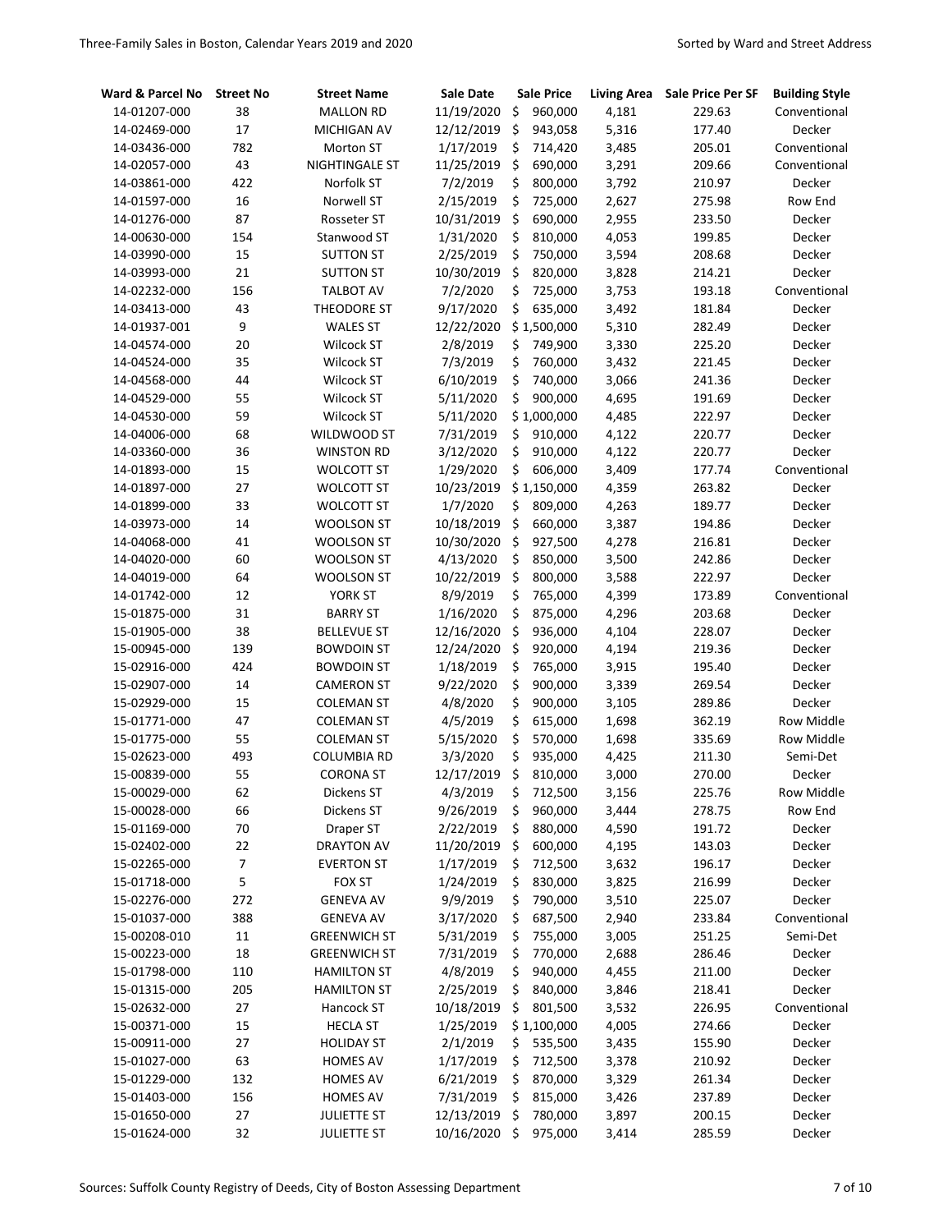| Ward & Parcel No | Street No | Street Name | Sale Date | Sale Price | Living Area | Sale Price Per SF | Building Style |
|---|---|---|---|---|---|---|---|
| 14-01207-000 | 38 | MALLON RD | 11/19/2020 | $ 960,000 | 4,181 | 229.63 | Conventional |
| 14-02469-000 | 17 | MICHIGAN AV | 12/12/2019 | $ 943,058 | 5,316 | 177.40 | Decker |
| 14-03436-000 | 782 | Morton ST | 1/17/2019 | $ 714,420 | 3,485 | 205.01 | Conventional |
| 14-02057-000 | 43 | NIGHTINGALE ST | 11/25/2019 | $ 690,000 | 3,291 | 209.66 | Conventional |
| 14-03861-000 | 422 | Norfolk ST | 7/2/2019 | $ 800,000 | 3,792 | 210.97 | Decker |
| 14-01597-000 | 16 | Norwell ST | 2/15/2019 | $ 725,000 | 2,627 | 275.98 | Row End |
| 14-01276-000 | 87 | Rosseter ST | 10/31/2019 | $ 690,000 | 2,955 | 233.50 | Decker |
| 14-00630-000 | 154 | Stanwood ST | 1/31/2020 | $ 810,000 | 4,053 | 199.85 | Decker |
| 14-03990-000 | 15 | SUTTON ST | 2/25/2019 | $ 750,000 | 3,594 | 208.68 | Decker |
| 14-03993-000 | 21 | SUTTON ST | 10/30/2019 | $ 820,000 | 3,828 | 214.21 | Decker |
| 14-02232-000 | 156 | TALBOT AV | 7/2/2020 | $ 725,000 | 3,753 | 193.18 | Conventional |
| 14-03413-000 | 43 | THEODORE ST | 9/17/2020 | $ 635,000 | 3,492 | 181.84 | Decker |
| 14-01937-001 | 9 | WALES ST | 12/22/2020 | $ 1,500,000 | 5,310 | 282.49 | Decker |
| 14-04574-000 | 20 | Wilcock ST | 2/8/2019 | $ 749,900 | 3,330 | 225.20 | Decker |
| 14-04524-000 | 35 | Wilcock ST | 7/3/2019 | $ 760,000 | 3,432 | 221.45 | Decker |
| 14-04568-000 | 44 | Wilcock ST | 6/10/2019 | $ 740,000 | 3,066 | 241.36 | Decker |
| 14-04529-000 | 55 | Wilcock ST | 5/11/2020 | $ 900,000 | 4,695 | 191.69 | Decker |
| 14-04530-000 | 59 | Wilcock ST | 5/11/2020 | $ 1,000,000 | 4,485 | 222.97 | Decker |
| 14-04006-000 | 68 | WILDWOOD ST | 7/31/2019 | $ 910,000 | 4,122 | 220.77 | Decker |
| 14-03360-000 | 36 | WINSTON RD | 3/12/2020 | $ 910,000 | 4,122 | 220.77 | Decker |
| 14-01893-000 | 15 | WOLCOTT ST | 1/29/2020 | $ 606,000 | 3,409 | 177.74 | Conventional |
| 14-01897-000 | 27 | WOLCOTT ST | 10/23/2019 | $ 1,150,000 | 4,359 | 263.82 | Decker |
| 14-01899-000 | 33 | WOLCOTT ST | 1/7/2020 | $ 809,000 | 4,263 | 189.77 | Decker |
| 14-03973-000 | 14 | WOOLSON ST | 10/18/2019 | $ 660,000 | 3,387 | 194.86 | Decker |
| 14-04068-000 | 41 | WOOLSON ST | 10/30/2020 | $ 927,500 | 4,278 | 216.81 | Decker |
| 14-04020-000 | 60 | WOOLSON ST | 4/13/2020 | $ 850,000 | 3,500 | 242.86 | Decker |
| 14-04019-000 | 64 | WOOLSON ST | 10/22/2019 | $ 800,000 | 3,588 | 222.97 | Decker |
| 14-01742-000 | 12 | YORK ST | 8/9/2019 | $ 765,000 | 4,399 | 173.89 | Conventional |
| 15-01875-000 | 31 | BARRY ST | 1/16/2020 | $ 875,000 | 4,296 | 203.68 | Decker |
| 15-01905-000 | 38 | BELLEVUE ST | 12/16/2020 | $ 936,000 | 4,104 | 228.07 | Decker |
| 15-00945-000 | 139 | BOWDOIN ST | 12/24/2020 | $ 920,000 | 4,194 | 219.36 | Decker |
| 15-02916-000 | 424 | BOWDOIN ST | 1/18/2019 | $ 765,000 | 3,915 | 195.40 | Decker |
| 15-02907-000 | 14 | CAMERON ST | 9/22/2020 | $ 900,000 | 3,339 | 269.54 | Decker |
| 15-02929-000 | 15 | COLEMAN ST | 4/8/2020 | $ 900,000 | 3,105 | 289.86 | Decker |
| 15-01771-000 | 47 | COLEMAN ST | 4/5/2019 | $ 615,000 | 1,698 | 362.19 | Row Middle |
| 15-01775-000 | 55 | COLEMAN ST | 5/15/2020 | $ 570,000 | 1,698 | 335.69 | Row Middle |
| 15-02623-000 | 493 | COLUMBIA RD | 3/3/2020 | $ 935,000 | 4,425 | 211.30 | Semi-Det |
| 15-00839-000 | 55 | CORONA ST | 12/17/2019 | $ 810,000 | 3,000 | 270.00 | Decker |
| 15-00029-000 | 62 | Dickens ST | 4/3/2019 | $ 712,500 | 3,156 | 225.76 | Row Middle |
| 15-00028-000 | 66 | Dickens ST | 9/26/2019 | $ 960,000 | 3,444 | 278.75 | Row End |
| 15-01169-000 | 70 | Draper ST | 2/22/2019 | $ 880,000 | 4,590 | 191.72 | Decker |
| 15-02402-000 | 22 | DRAYTON AV | 11/20/2019 | $ 600,000 | 4,195 | 143.03 | Decker |
| 15-02265-000 | 7 | EVERTON ST | 1/17/2019 | $ 712,500 | 3,632 | 196.17 | Decker |
| 15-01718-000 | 5 | FOX ST | 1/24/2019 | $ 830,000 | 3,825 | 216.99 | Decker |
| 15-02276-000 | 272 | GENEVA AV | 9/9/2019 | $ 790,000 | 3,510 | 225.07 | Decker |
| 15-01037-000 | 388 | GENEVA AV | 3/17/2020 | $ 687,500 | 2,940 | 233.84 | Conventional |
| 15-00208-010 | 11 | GREENWICH ST | 5/31/2019 | $ 755,000 | 3,005 | 251.25 | Semi-Det |
| 15-00223-000 | 18 | GREENWICH ST | 7/31/2019 | $ 770,000 | 2,688 | 286.46 | Decker |
| 15-01798-000 | 110 | HAMILTON ST | 4/8/2019 | $ 940,000 | 4,455 | 211.00 | Decker |
| 15-01315-000 | 205 | HAMILTON ST | 2/25/2019 | $ 840,000 | 3,846 | 218.41 | Decker |
| 15-02632-000 | 27 | Hancock ST | 10/18/2019 | $ 801,500 | 3,532 | 226.95 | Conventional |
| 15-00371-000 | 15 | HECLA ST | 1/25/2019 | $ 1,100,000 | 4,005 | 274.66 | Decker |
| 15-00911-000 | 27 | HOLIDAY ST | 2/1/2019 | $ 535,500 | 3,435 | 155.90 | Decker |
| 15-01027-000 | 63 | HOMES AV | 1/17/2019 | $ 712,500 | 3,378 | 210.92 | Decker |
| 15-01229-000 | 132 | HOMES AV | 6/21/2019 | $ 870,000 | 3,329 | 261.34 | Decker |
| 15-01403-000 | 156 | HOMES AV | 7/31/2019 | $ 815,000 | 3,426 | 237.89 | Decker |
| 15-01650-000 | 27 | JULIETTE ST | 12/13/2019 | $ 780,000 | 3,897 | 200.15 | Decker |
| 15-01624-000 | 32 | JULIETTE ST | 10/16/2020 | $ 975,000 | 3,414 | 285.59 | Decker |

Sources: Suffolk County Registry of Deeds, City of Boston Assessing Department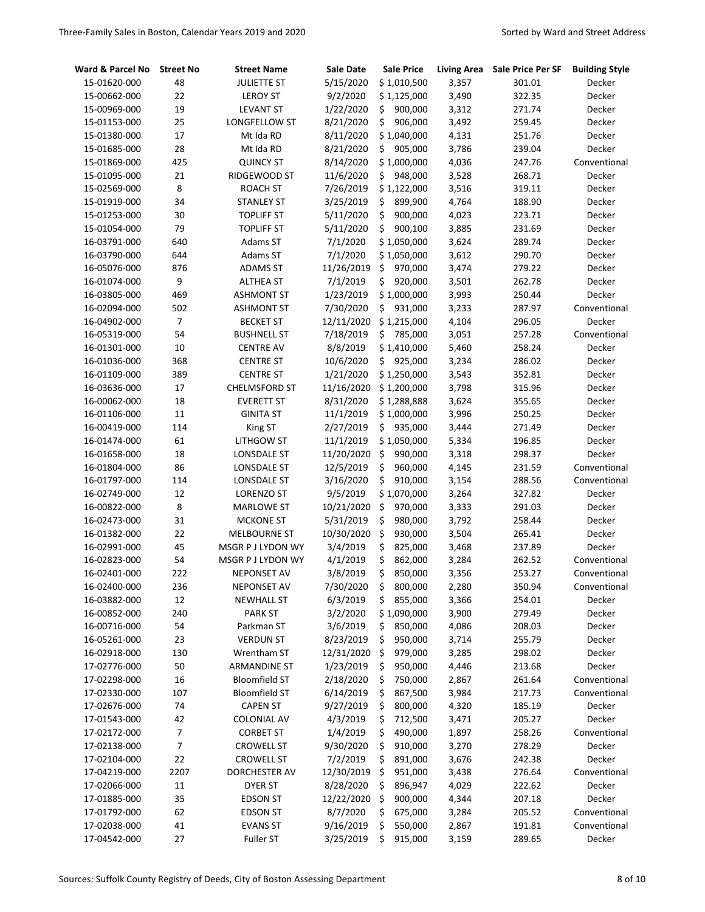| Ward & Parcel No | Street No | Street Name | Sale Date | Sale Price | Living Area | Sale Price Per SF | Building Style |
|---|---|---|---|---|---|---|---|
| 15-01620-000 | 48 | JULIETTE ST | 5/15/2020 | $ 1,010,500 | 3,357 | 301.01 | Decker |
| 15-00662-000 | 22 | LEROY ST | 9/2/2020 | $ 1,125,000 | 3,490 | 322.35 | Decker |
| 15-00969-000 | 19 | LEVANT ST | 1/22/2020 | $ 900,000 | 3,312 | 271.74 | Decker |
| 15-01153-000 | 25 | LONGFELLOW ST | 8/21/2020 | $ 906,000 | 3,492 | 259.45 | Decker |
| 15-01380-000 | 17 | Mt Ida RD | 8/11/2020 | $ 1,040,000 | 4,131 | 251.76 | Decker |
| 15-01685-000 | 28 | Mt Ida RD | 8/21/2020 | $ 905,000 | 3,786 | 239.04 | Decker |
| 15-01869-000 | 425 | QUINCY ST | 8/14/2020 | $ 1,000,000 | 4,036 | 247.76 | Conventional |
| 15-01095-000 | 21 | RIDGEWOOD ST | 11/6/2020 | $ 948,000 | 3,528 | 268.71 | Decker |
| 15-02569-000 | 8 | ROACH ST | 7/26/2019 | $ 1,122,000 | 3,516 | 319.11 | Decker |
| 15-01919-000 | 34 | STANLEY ST | 3/25/2019 | $ 899,900 | 4,764 | 188.90 | Decker |
| 15-01253-000 | 30 | TOPLIFF ST | 5/11/2020 | $ 900,000 | 4,023 | 223.71 | Decker |
| 15-01054-000 | 79 | TOPLIFF ST | 5/11/2020 | $ 900,100 | 3,885 | 231.69 | Decker |
| 16-03791-000 | 640 | Adams ST | 7/1/2020 | $ 1,050,000 | 3,624 | 289.74 | Decker |
| 16-03790-000 | 644 | Adams ST | 7/1/2020 | $ 1,050,000 | 3,612 | 290.70 | Decker |
| 16-05076-000 | 876 | ADAMS ST | 11/26/2019 | $ 970,000 | 3,474 | 279.22 | Decker |
| 16-01074-000 | 9 | ALTHEA ST | 7/1/2019 | $ 920,000 | 3,501 | 262.78 | Decker |
| 16-03805-000 | 469 | ASHMONT ST | 1/23/2019 | $ 1,000,000 | 3,993 | 250.44 | Decker |
| 16-02094-000 | 502 | ASHMONT ST | 7/30/2020 | $ 931,000 | 3,233 | 287.97 | Conventional |
| 16-04902-000 | 7 | BECKET ST | 12/11/2020 | $ 1,215,000 | 4,104 | 296.05 | Decker |
| 16-05319-000 | 54 | BUSHNELL ST | 7/18/2019 | $ 785,000 | 3,051 | 257.28 | Conventional |
| 16-01301-000 | 10 | CENTRE AV | 8/8/2019 | $ 1,410,000 | 5,460 | 258.24 | Decker |
| 16-01036-000 | 368 | CENTRE ST | 10/6/2020 | $ 925,000 | 3,234 | 286.02 | Decker |
| 16-01109-000 | 389 | CENTRE ST | 1/21/2020 | $ 1,250,000 | 3,543 | 352.81 | Decker |
| 16-03636-000 | 17 | CHELMSFORD ST | 11/16/2020 | $ 1,200,000 | 3,798 | 315.96 | Decker |
| 16-00062-000 | 18 | EVERETT ST | 8/31/2020 | $ 1,288,888 | 3,624 | 355.65 | Decker |
| 16-01106-000 | 11 | GINITA ST | 11/1/2019 | $ 1,000,000 | 3,996 | 250.25 | Decker |
| 16-00419-000 | 114 | King ST | 2/27/2019 | $ 935,000 | 3,444 | 271.49 | Decker |
| 16-01474-000 | 61 | LITHGOW ST | 11/1/2019 | $ 1,050,000 | 5,334 | 196.85 | Decker |
| 16-01658-000 | 18 | LONSDALE ST | 11/20/2020 | $ 990,000 | 3,318 | 298.37 | Decker |
| 16-01804-000 | 86 | LONSDALE ST | 12/5/2019 | $ 960,000 | 4,145 | 231.59 | Conventional |
| 16-01797-000 | 114 | LONSDALE ST | 3/16/2020 | $ 910,000 | 3,154 | 288.56 | Conventional |
| 16-02749-000 | 12 | LORENZO ST | 9/5/2019 | $ 1,070,000 | 3,264 | 327.82 | Decker |
| 16-00822-000 | 8 | MARLOWE ST | 10/21/2020 | $ 970,000 | 3,333 | 291.03 | Decker |
| 16-02473-000 | 31 | MCKONE ST | 5/31/2019 | $ 980,000 | 3,792 | 258.44 | Decker |
| 16-01382-000 | 22 | MELBOURNE ST | 10/30/2020 | $ 930,000 | 3,504 | 265.41 | Decker |
| 16-02991-000 | 45 | MSGR P J LYDON WY | 3/4/2019 | $ 825,000 | 3,468 | 237.89 | Decker |
| 16-02823-000 | 54 | MSGR P J LYDON WY | 4/1/2019 | $ 862,000 | 3,284 | 262.52 | Conventional |
| 16-02401-000 | 222 | NEPONSET AV | 3/8/2019 | $ 850,000 | 3,356 | 253.27 | Conventional |
| 16-02400-000 | 236 | NEPONSET AV | 7/30/2020 | $ 800,000 | 2,280 | 350.94 | Conventional |
| 16-03882-000 | 12 | NEWHALL ST | 6/3/2019 | $ 855,000 | 3,366 | 254.01 | Decker |
| 16-00852-000 | 240 | PARK ST | 3/2/2020 | $ 1,090,000 | 3,900 | 279.49 | Decker |
| 16-00716-000 | 54 | Parkman ST | 3/6/2019 | $ 850,000 | 4,086 | 208.03 | Decker |
| 16-05261-000 | 23 | VERDUN ST | 8/23/2019 | $ 950,000 | 3,714 | 255.79 | Decker |
| 16-02918-000 | 130 | Wrentham ST | 12/31/2020 | $ 979,000 | 3,285 | 298.02 | Decker |
| 17-02776-000 | 50 | ARMANDINE ST | 1/23/2019 | $ 950,000 | 4,446 | 213.68 | Decker |
| 17-02298-000 | 16 | Bloomfield ST | 2/18/2020 | $ 750,000 | 2,867 | 261.64 | Conventional |
| 17-02330-000 | 107 | Bloomfield ST | 6/14/2019 | $ 867,500 | 3,984 | 217.73 | Conventional |
| 17-02676-000 | 74 | CAPEN ST | 9/27/2019 | $ 800,000 | 4,320 | 185.19 | Decker |
| 17-01543-000 | 42 | COLONIAL AV | 4/3/2019 | $ 712,500 | 3,471 | 205.27 | Decker |
| 17-02172-000 | 7 | CORBET ST | 1/4/2019 | $ 490,000 | 1,897 | 258.26 | Conventional |
| 17-02138-000 | 7 | CROWELL ST | 9/30/2020 | $ 910,000 | 3,270 | 278.29 | Decker |
| 17-02104-000 | 22 | CROWELL ST | 7/2/2019 | $ 891,000 | 3,676 | 242.38 | Decker |
| 17-04219-000 | 2207 | DORCHESTER AV | 12/30/2019 | $ 951,000 | 3,438 | 276.64 | Conventional |
| 17-02066-000 | 11 | DYER ST | 8/28/2020 | $ 896,947 | 4,029 | 222.62 | Decker |
| 17-01885-000 | 35 | EDSON ST | 12/22/2020 | $ 900,000 | 4,344 | 207.18 | Decker |
| 17-01792-000 | 62 | EDSON ST | 8/7/2020 | $ 675,000 | 3,284 | 205.52 | Conventional |
| 17-02038-000 | 41 | EVANS ST | 9/16/2019 | $ 550,000 | 2,867 | 191.81 | Conventional |
| 17-04542-000 | 27 | Fuller ST | 3/25/2019 | $ 915,000 | 3,159 | 289.65 | Decker |

Sources: Suffolk County Registry of Deeds, City of Boston Assessing Department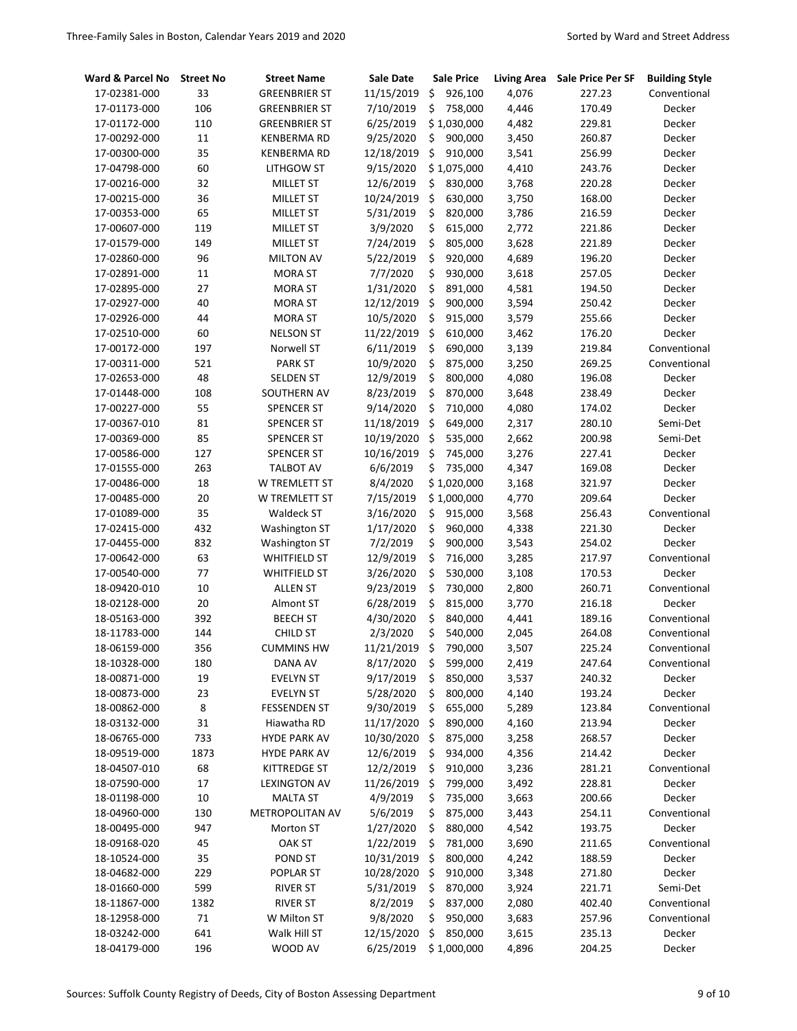| Ward & Parcel No | Street No | Street Name | Sale Date | Sale Price | Living Area | Sale Price Per SF | Building Style |
|---|---|---|---|---|---|---|---|
| 17-02381-000 | 33 | GREENBRIER ST | 11/15/2019 | $ 926,100 | 4,076 | 227.23 | Conventional |
| 17-01173-000 | 106 | GREENBRIER ST | 7/10/2019 | $ 758,000 | 4,446 | 170.49 | Decker |
| 17-01172-000 | 110 | GREENBRIER ST | 6/25/2019 | $ 1,030,000 | 4,482 | 229.81 | Decker |
| 17-00292-000 | 11 | KENBERMA RD | 9/25/2020 | $ 900,000 | 3,450 | 260.87 | Decker |
| 17-00300-000 | 35 | KENBERMA RD | 12/18/2019 | $ 910,000 | 3,541 | 256.99 | Decker |
| 17-04798-000 | 60 | LITHGOW ST | 9/15/2020 | $ 1,075,000 | 4,410 | 243.76 | Decker |
| 17-00216-000 | 32 | MILLET ST | 12/6/2019 | $ 830,000 | 3,768 | 220.28 | Decker |
| 17-00215-000 | 36 | MILLET ST | 10/24/2019 | $ 630,000 | 3,750 | 168.00 | Decker |
| 17-00353-000 | 65 | MILLET ST | 5/31/2019 | $ 820,000 | 3,786 | 216.59 | Decker |
| 17-00607-000 | 119 | MILLET ST | 3/9/2020 | $ 615,000 | 2,772 | 221.86 | Decker |
| 17-01579-000 | 149 | MILLET ST | 7/24/2019 | $ 805,000 | 3,628 | 221.89 | Decker |
| 17-02860-000 | 96 | MILTON AV | 5/22/2019 | $ 920,000 | 4,689 | 196.20 | Decker |
| 17-02891-000 | 11 | MORA ST | 7/7/2020 | $ 930,000 | 3,618 | 257.05 | Decker |
| 17-02895-000 | 27 | MORA ST | 1/31/2020 | $ 891,000 | 4,581 | 194.50 | Decker |
| 17-02927-000 | 40 | MORA ST | 12/12/2019 | $ 900,000 | 3,594 | 250.42 | Decker |
| 17-02926-000 | 44 | MORA ST | 10/5/2020 | $ 915,000 | 3,579 | 255.66 | Decker |
| 17-02510-000 | 60 | NELSON ST | 11/22/2019 | $ 610,000 | 3,462 | 176.20 | Decker |
| 17-00172-000 | 197 | Norwell ST | 6/11/2019 | $ 690,000 | 3,139 | 219.84 | Conventional |
| 17-00311-000 | 521 | PARK ST | 10/9/2020 | $ 875,000 | 3,250 | 269.25 | Conventional |
| 17-02653-000 | 48 | SELDEN ST | 12/9/2019 | $ 800,000 | 4,080 | 196.08 | Decker |
| 17-01448-000 | 108 | SOUTHERN AV | 8/23/2019 | $ 870,000 | 3,648 | 238.49 | Decker |
| 17-00227-000 | 55 | SPENCER ST | 9/14/2020 | $ 710,000 | 4,080 | 174.02 | Decker |
| 17-00367-010 | 81 | SPENCER ST | 11/18/2019 | $ 649,000 | 2,317 | 280.10 | Semi-Det |
| 17-00369-000 | 85 | SPENCER ST | 10/19/2020 | $ 535,000 | 2,662 | 200.98 | Semi-Det |
| 17-00586-000 | 127 | SPENCER ST | 10/16/2019 | $ 745,000 | 3,276 | 227.41 | Decker |
| 17-01555-000 | 263 | TALBOT AV | 6/6/2019 | $ 735,000 | 4,347 | 169.08 | Decker |
| 17-00486-000 | 18 | W TREMLETT ST | 8/4/2020 | $ 1,020,000 | 3,168 | 321.97 | Decker |
| 17-00485-000 | 20 | W TREMLETT ST | 7/15/2019 | $ 1,000,000 | 4,770 | 209.64 | Decker |
| 17-01089-000 | 35 | Waldeck ST | 3/16/2020 | $ 915,000 | 3,568 | 256.43 | Conventional |
| 17-02415-000 | 432 | Washington ST | 1/17/2020 | $ 960,000 | 4,338 | 221.30 | Decker |
| 17-04455-000 | 832 | Washington ST | 7/2/2019 | $ 900,000 | 3,543 | 254.02 | Decker |
| 17-00642-000 | 63 | WHITFIELD ST | 12/9/2019 | $ 716,000 | 3,285 | 217.97 | Conventional |
| 17-00540-000 | 77 | WHITFIELD ST | 3/26/2020 | $ 530,000 | 3,108 | 170.53 | Decker |
| 18-09420-010 | 10 | ALLEN ST | 9/23/2019 | $ 730,000 | 2,800 | 260.71 | Conventional |
| 18-02128-000 | 20 | Almont ST | 6/28/2019 | $ 815,000 | 3,770 | 216.18 | Decker |
| 18-05163-000 | 392 | BEECH ST | 4/30/2020 | $ 840,000 | 4,441 | 189.16 | Conventional |
| 18-11783-000 | 144 | CHILD ST | 2/3/2020 | $ 540,000 | 2,045 | 264.08 | Conventional |
| 18-06159-000 | 356 | CUMMINS HW | 11/21/2019 | $ 790,000 | 3,507 | 225.24 | Conventional |
| 18-10328-000 | 180 | DANA AV | 8/17/2020 | $ 599,000 | 2,419 | 247.64 | Conventional |
| 18-00871-000 | 19 | EVELYN ST | 9/17/2019 | $ 850,000 | 3,537 | 240.32 | Decker |
| 18-00873-000 | 23 | EVELYN ST | 5/28/2020 | $ 800,000 | 4,140 | 193.24 | Decker |
| 18-00862-000 | 8 | FESSENDEN ST | 9/30/2019 | $ 655,000 | 5,289 | 123.84 | Conventional |
| 18-03132-000 | 31 | Hiawatha RD | 11/17/2020 | $ 890,000 | 4,160 | 213.94 | Decker |
| 18-06765-000 | 733 | HYDE PARK AV | 10/30/2020 | $ 875,000 | 3,258 | 268.57 | Decker |
| 18-09519-000 | 1873 | HYDE PARK AV | 12/6/2019 | $ 934,000 | 4,356 | 214.42 | Decker |
| 18-04507-010 | 68 | KITTREDGE ST | 12/2/2019 | $ 910,000 | 3,236 | 281.21 | Conventional |
| 18-07590-000 | 17 | LEXINGTON AV | 11/26/2019 | $ 799,000 | 3,492 | 228.81 | Decker |
| 18-01198-000 | 10 | MALTA ST | 4/9/2019 | $ 735,000 | 3,663 | 200.66 | Decker |
| 18-04960-000 | 130 | METROPOLITAN AV | 5/6/2019 | $ 875,000 | 3,443 | 254.11 | Conventional |
| 18-00495-000 | 947 | Morton ST | 1/27/2020 | $ 880,000 | 4,542 | 193.75 | Decker |
| 18-09168-020 | 45 | OAK ST | 1/22/2019 | $ 781,000 | 3,690 | 211.65 | Conventional |
| 18-10524-000 | 35 | POND ST | 10/31/2019 | $ 800,000 | 4,242 | 188.59 | Decker |
| 18-04682-000 | 229 | POPLAR ST | 10/28/2020 | $ 910,000 | 3,348 | 271.80 | Decker |
| 18-01660-000 | 599 | RIVER ST | 5/31/2019 | $ 870,000 | 3,924 | 221.71 | Semi-Det |
| 18-11867-000 | 1382 | RIVER ST | 8/2/2019 | $ 837,000 | 2,080 | 402.40 | Conventional |
| 18-12958-000 | 71 | W Milton ST | 9/8/2020 | $ 950,000 | 3,683 | 257.96 | Conventional |
| 18-03242-000 | 641 | Walk Hill ST | 12/15/2020 | $ 850,000 | 3,615 | 235.13 | Decker |
| 18-04179-000 | 196 | WOOD AV | 6/25/2019 | $ 1,000,000 | 4,896 | 204.25 | Decker |

Sources: Suffolk County Registry of Deeds, City of Boston Assessing Department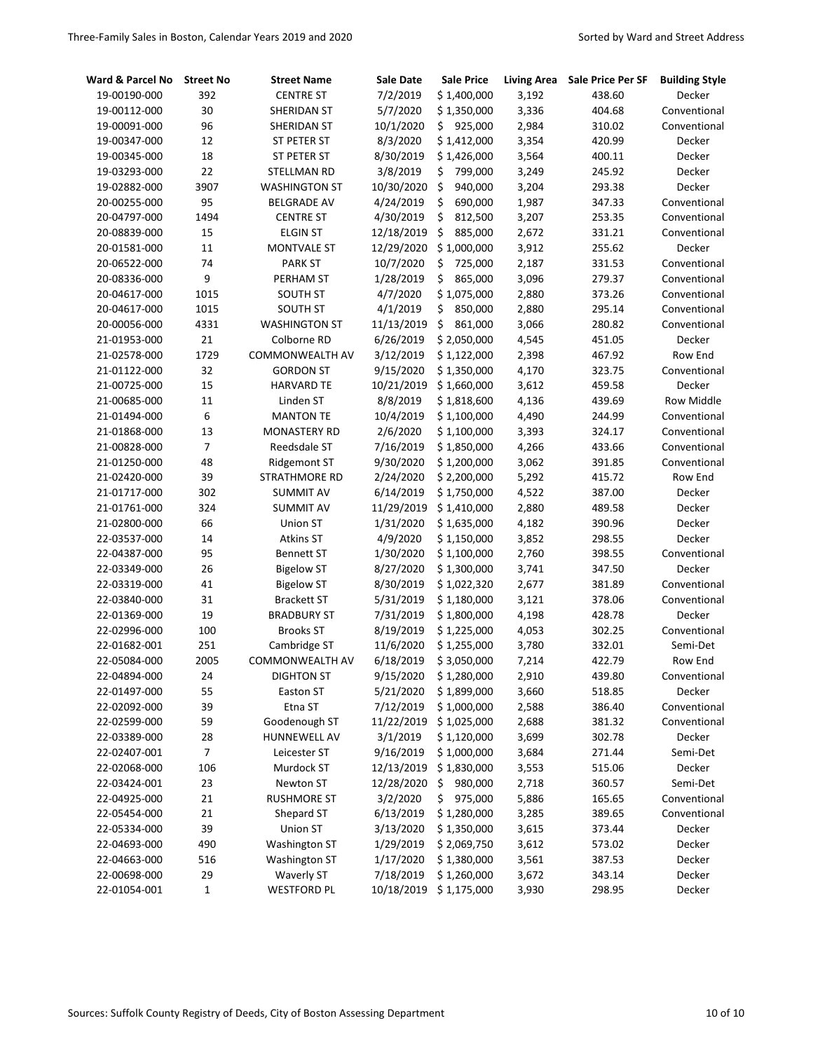| Ward & Parcel No | Street No | Street Name | Sale Date | Sale Price | Living Area | Sale Price Per SF | Building Style |
|---|---|---|---|---|---|---|---|
| 19-00190-000 | 392 | CENTRE ST | 7/2/2019 | $ 1,400,000 | 3,192 | 438.60 | Decker |
| 19-00112-000 | 30 | SHERIDAN ST | 5/7/2020 | $ 1,350,000 | 3,336 | 404.68 | Conventional |
| 19-00091-000 | 96 | SHERIDAN ST | 10/1/2020 | $ 925,000 | 2,984 | 310.02 | Conventional |
| 19-00347-000 | 12 | ST PETER ST | 8/3/2020 | $ 1,412,000 | 3,354 | 420.99 | Decker |
| 19-00345-000 | 18 | ST PETER ST | 8/30/2019 | $ 1,426,000 | 3,564 | 400.11 | Decker |
| 19-03293-000 | 22 | STELLMAN RD | 3/8/2019 | $ 799,000 | 3,249 | 245.92 | Decker |
| 19-02882-000 | 3907 | WASHINGTON ST | 10/30/2020 | $ 940,000 | 3,204 | 293.38 | Decker |
| 20-00255-000 | 95 | BELGRADE AV | 4/24/2019 | $ 690,000 | 1,987 | 347.33 | Conventional |
| 20-04797-000 | 1494 | CENTRE ST | 4/30/2019 | $ 812,500 | 3,207 | 253.35 | Conventional |
| 20-08839-000 | 15 | ELGIN ST | 12/18/2019 | $ 885,000 | 2,672 | 331.21 | Conventional |
| 20-01581-000 | 11 | MONTVALE ST | 12/29/2020 | $ 1,000,000 | 3,912 | 255.62 | Decker |
| 20-06522-000 | 74 | PARK ST | 10/7/2020 | $ 725,000 | 2,187 | 331.53 | Conventional |
| 20-08336-000 | 9 | PERHAM ST | 1/28/2019 | $ 865,000 | 3,096 | 279.37 | Conventional |
| 20-04617-000 | 1015 | SOUTH ST | 4/7/2020 | $ 1,075,000 | 2,880 | 373.26 | Conventional |
| 20-04617-000 | 1015 | SOUTH ST | 4/1/2019 | $ 850,000 | 2,880 | 295.14 | Conventional |
| 20-00056-000 | 4331 | WASHINGTON ST | 11/13/2019 | $ 861,000 | 3,066 | 280.82 | Conventional |
| 21-01953-000 | 21 | Colborne RD | 6/26/2019 | $ 2,050,000 | 4,545 | 451.05 | Decker |
| 21-02578-000 | 1729 | COMMONWEALTH AV | 3/12/2019 | $ 1,122,000 | 2,398 | 467.92 | Row End |
| 21-01122-000 | 32 | GORDON ST | 9/15/2020 | $ 1,350,000 | 4,170 | 323.75 | Conventional |
| 21-00725-000 | 15 | HARVARD TE | 10/21/2019 | $ 1,660,000 | 3,612 | 459.58 | Decker |
| 21-00685-000 | 11 | Linden ST | 8/8/2019 | $ 1,818,600 | 4,136 | 439.69 | Row Middle |
| 21-01494-000 | 6 | MANTON TE | 10/4/2019 | $ 1,100,000 | 4,490 | 244.99 | Conventional |
| 21-01868-000 | 13 | MONASTERY RD | 2/6/2020 | $ 1,100,000 | 3,393 | 324.17 | Conventional |
| 21-00828-000 | 7 | Reedsdale ST | 7/16/2019 | $ 1,850,000 | 4,266 | 433.66 | Conventional |
| 21-01250-000 | 48 | Ridgemont ST | 9/30/2020 | $ 1,200,000 | 3,062 | 391.85 | Conventional |
| 21-02420-000 | 39 | STRATHMORE RD | 2/24/2020 | $ 2,200,000 | 5,292 | 415.72 | Row End |
| 21-01717-000 | 302 | SUMMIT AV | 6/14/2019 | $ 1,750,000 | 4,522 | 387.00 | Decker |
| 21-01761-000 | 324 | SUMMIT AV | 11/29/2019 | $ 1,410,000 | 2,880 | 489.58 | Decker |
| 21-02800-000 | 66 | Union ST | 1/31/2020 | $ 1,635,000 | 4,182 | 390.96 | Decker |
| 22-03537-000 | 14 | Atkins ST | 4/9/2020 | $ 1,150,000 | 3,852 | 298.55 | Decker |
| 22-04387-000 | 95 | Bennett ST | 1/30/2020 | $ 1,100,000 | 2,760 | 398.55 | Conventional |
| 22-03349-000 | 26 | Bigelow ST | 8/27/2020 | $ 1,300,000 | 3,741 | 347.50 | Decker |
| 22-03319-000 | 41 | Bigelow ST | 8/30/2019 | $ 1,022,320 | 2,677 | 381.89 | Conventional |
| 22-03840-000 | 31 | Brackett ST | 5/31/2019 | $ 1,180,000 | 3,121 | 378.06 | Conventional |
| 22-01369-000 | 19 | BRADBURY ST | 7/31/2019 | $ 1,800,000 | 4,198 | 428.78 | Decker |
| 22-02996-000 | 100 | Brooks ST | 8/19/2019 | $ 1,225,000 | 4,053 | 302.25 | Conventional |
| 22-01682-001 | 251 | Cambridge ST | 11/6/2020 | $ 1,255,000 | 3,780 | 332.01 | Semi-Det |
| 22-05084-000 | 2005 | COMMONWEALTH AV | 6/18/2019 | $ 3,050,000 | 7,214 | 422.79 | Row End |
| 22-04894-000 | 24 | DIGHTON ST | 9/15/2020 | $ 1,280,000 | 2,910 | 439.80 | Conventional |
| 22-01497-000 | 55 | Easton ST | 5/21/2020 | $ 1,899,000 | 3,660 | 518.85 | Decker |
| 22-02092-000 | 39 | Etna ST | 7/12/2019 | $ 1,000,000 | 2,588 | 386.40 | Conventional |
| 22-02599-000 | 59 | Goodenough ST | 11/22/2019 | $ 1,025,000 | 2,688 | 381.32 | Conventional |
| 22-03389-000 | 28 | HUNNEWELL AV | 3/1/2019 | $ 1,120,000 | 3,699 | 302.78 | Decker |
| 22-02407-001 | 7 | Leicester ST | 9/16/2019 | $ 1,000,000 | 3,684 | 271.44 | Semi-Det |
| 22-02068-000 | 106 | Murdock ST | 12/13/2019 | $ 1,830,000 | 3,553 | 515.06 | Decker |
| 22-03424-001 | 23 | Newton ST | 12/28/2020 | $ 980,000 | 2,718 | 360.57 | Semi-Det |
| 22-04925-000 | 21 | RUSHMORE ST | 3/2/2020 | $ 975,000 | 5,886 | 165.65 | Conventional |
| 22-05454-000 | 21 | Shepard ST | 6/13/2019 | $ 1,280,000 | 3,285 | 389.65 | Conventional |
| 22-05334-000 | 39 | Union ST | 3/13/2020 | $ 1,350,000 | 3,615 | 373.44 | Decker |
| 22-04693-000 | 490 | Washington ST | 1/29/2019 | $ 2,069,750 | 3,612 | 573.02 | Decker |
| 22-04663-000 | 516 | Washington ST | 1/17/2020 | $ 1,380,000 | 3,561 | 387.53 | Decker |
| 22-00698-000 | 29 | Waverly ST | 7/18/2019 | $ 1,260,000 | 3,672 | 343.14 | Decker |
| 22-01054-001 | 1 | WESTFORD PL | 10/18/2019 | $ 1,175,000 | 3,930 | 298.95 | Decker |

Sources: Suffolk County Registry of Deeds, City of Boston Assessing Department